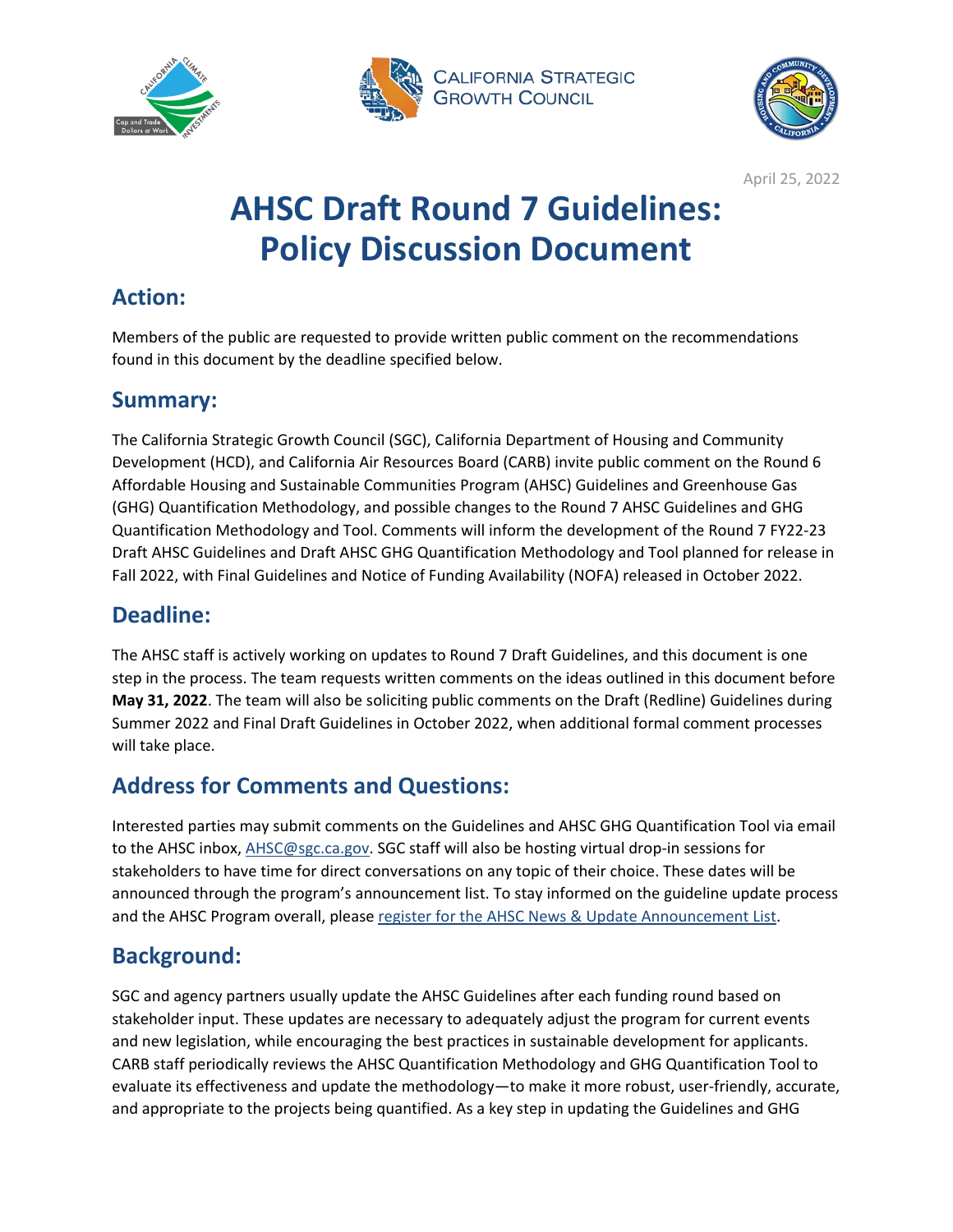April 25, 2022

# AHSC Draft Round 7 Guidelines: Policy Discussion Document

## Action:

Members of the public are requested to provide written public comment on the recommendations found in this document by the deadline specified below.

## Summary:

The California Strategic Growth Council (SGC), California Department of Housing and Community Development (HCD), and California Air Resources Board (CARB) invite public comment on the Round 6 Affordable Housing and Sustainable Communities Program (AHSC) Guidelines and Greenhouse Gas (GHG) Quantification Methodology, and possible changes to the Round 7 AHSC Guidelines and GHG Quantification Methodology and Tool. Comments will inform the development of the Round 7 FY22-23 Draft AHSC Guidelines and Draft AHSC GHG Quantification Methodology and Tool planned for release in Fall 2022, with Final Guidelines and Notice of Funding Availability (NOFA) released in October 2022.

## Deadline:

The AHSC staff is actively working on updates to Round 7 Draft Guidelines, and this document is one step in the process. The team requests written comments on the ideas outlined in this document before **May 31, 2022**. The team will also be soliciting public comments on the Draft (Redline) Guidelines during Summer 2022 and Final Draft Guidelines in October 2022, when additional formal comment processes will take place.

## Address for Comments and Questions:

Interested parties may submit comments on the Guidelines and AHSC GHG Quantification Tool via email to the AHSC inbox, [AHSC@sgc.ca.gov](mailto:AHSC@sgc.ca.gov). SGC staff will also be hosting virtual drop-in sessions for stakeholders to have time for direct conversations on any topic of their choice. These dates will be announced through the program's announcement list. To stay informed on the guideline update process and the AHSC Program overall, please register for the AHSC News & Update Announcement List.

## Background:

SGC and agency partners usually update the AHSC Guidelines after each funding round based on stakeholder input. These updates are necessary to adequately adjust the program for current events and new legislation, while encouraging the best practices in sustainable development for applicants. CARB staff periodically reviews the AHSC Quantification Methodology and GHG Quantification Tool to evaluate its effectiveness and update the methodology—to make it more robust, user-friendly, accurate, and appropriate to the projects being quantified. As a key step in updating the Guidelines and GHG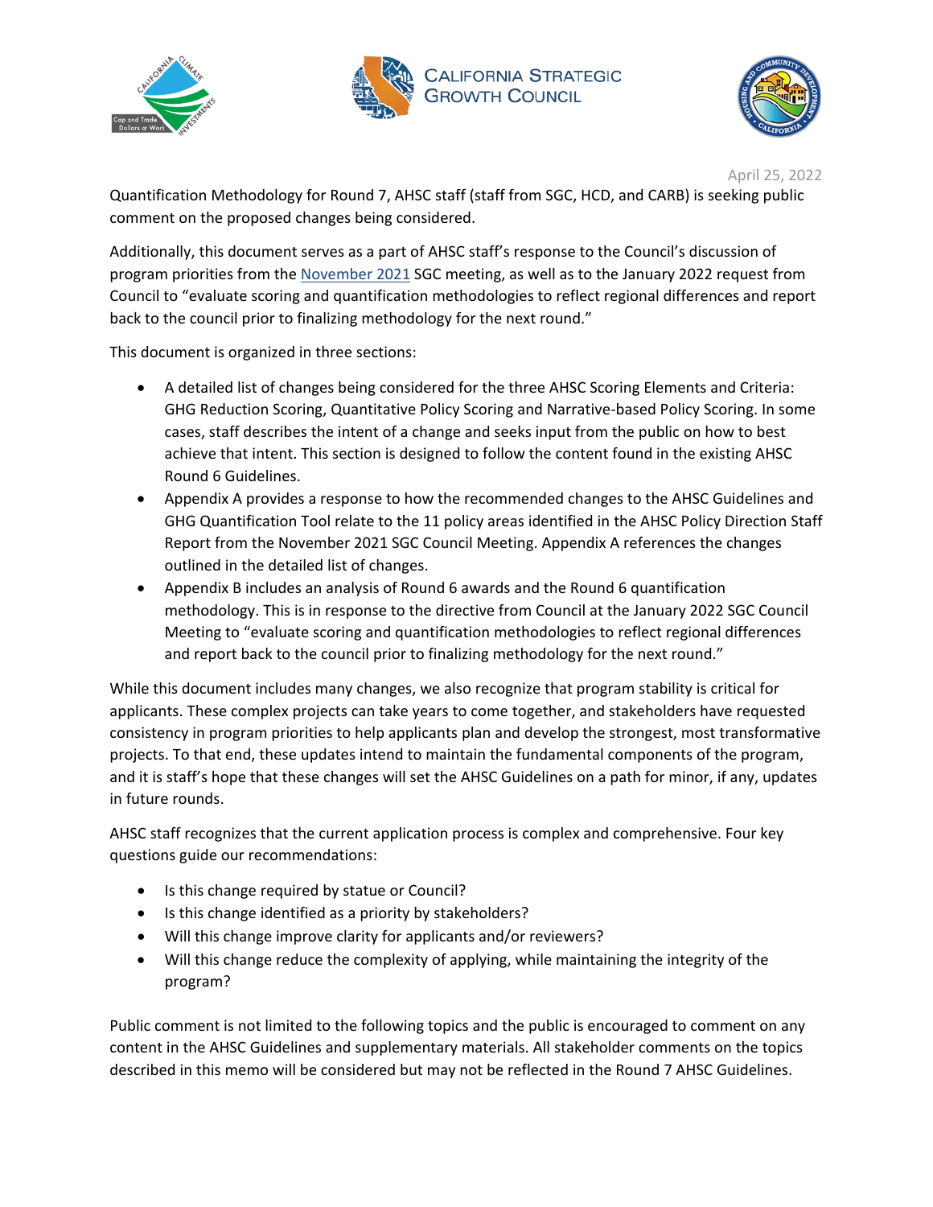April 25, 2022

Quantification Methodology for Round 7, AHSC staff (staff from SGC, HCD, and CARB) is seeking public comment on the proposed changes being considered.

Additionally, this document serves as a part of AHSC staff's response to the Council's discussion of program priorities from the November 2021 SGC meeting, as well as to the January 2022 request from Council to "evaluate scoring and quantification methodologies to reflect regional differences and report back to the council prior to finalizing methodology for the next round."

This document is organized in three sections:

- A detailed list of changes being considered for the three AHSC Scoring Elements and Criteria: GHG Reduction Scoring, Quantitative Policy Scoring and Narrative-based Policy Scoring. In some cases, staff describes the intent of a change and seeks input from the public on how to best achieve that intent. This section is designed to follow the content found in the existing AHSC Round 6 Guidelines.
- Appendix A provides a response to how the recommended changes to the AHSC Guidelines and GHG Quantification Tool relate to the 11 policy areas identified in the AHSC Policy Direction Staff Report from the November 2021 SGC Council Meeting. Appendix A references the changes outlined in the detailed list of changes.
- Appendix B includes an analysis of Round 6 awards and the Round 6 quantification methodology. This is in response to the directive from Council at the January 2022 SGC Council Meeting to "evaluate scoring and quantification methodologies to reflect regional differences and report back to the council prior to finalizing methodology for the next round."

While this document includes many changes, we also recognize that program stability is critical for applicants. These complex projects can take years to come together, and stakeholders have requested consistency in program priorities to help applicants plan and develop the strongest, most transformative projects. To that end, these updates intend to maintain the fundamental components of the program, and it is staff's hope that these changes will set the AHSC Guidelines on a path for minor, if any, updates in future rounds.

AHSC staff recognizes that the current application process is complex and comprehensive. Four key questions guide our recommendations:

- Is this change required by statue or Council?
- Is this change identified as a priority by stakeholders?
- Will this change improve clarity for applicants and/or reviewers?
- Will this change reduce the complexity of applying, while maintaining the integrity of the program?

Public comment is not limited to the following topics and the public is encouraged to comment on any content in the AHSC Guidelines and supplementary materials. All stakeholder comments on the topics described in this memo will be considered but may not be reflected in the Round 7 AHSC Guidelines.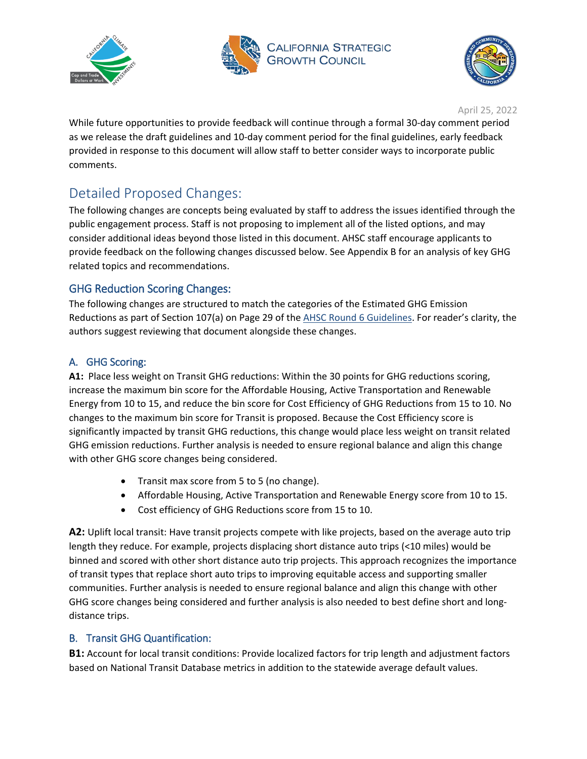April 25, 2022

While future opportunities to provide feedback will continue through a formal 30-day comment period as we release the draft guidelines and 10-day comment period for the final guidelines, early feedback provided in response to this document will allow staff to better consider ways to incorporate public comments.

# Detailed Proposed Changes:

The following changes are concepts being evaluated by staff to address the issues identified through the public engagement process. Staff is not proposing to implement all of the listed options, and may consider additional ideas beyond those listed in this document. AHSC staff encourage applicants to provide feedback on the following changes discussed below. See Appendix B for an analysis of key GHG related topics and recommendations.

## GHG Reduction Scoring Changes:

The following changes are structured to match the categories of the Estimated GHG Emission Reductions as part of Section 107(a) on Page 29 of the AHSC Round 6 Guidelines. For reader's clarity, the authors suggest reviewing that document alongside these changes.

### A. GHG Scoring:

**A1:** Place less weight on Transit GHG reductions: Within the 30 points for GHG reductions scoring, increase the maximum bin score for the Affordable Housing, Active Transportation and Renewable Energy from 10 to 15, and reduce the bin score for Cost Efficiency of GHG Reductions from 15 to 10. No changes to the maximum bin score for Transit is proposed. Because the Cost Efficiency score is significantly impacted by transit GHG reductions, this change would place less weight on transit related GHG emission reductions. Further analysis is needed to ensure regional balance and align this change with other GHG score changes being considered.

- Transit max score from 5 to 5 (no change).
- Affordable Housing, Active Transportation and Renewable Energy score from 10 to 15.
- Cost efficiency of GHG Reductions score from 15 to 10.

**A2:** Uplift local transit: Have transit projects compete with like projects, based on the average auto trip length they reduce. For example, projects displacing short distance auto trips (<10 miles) would be binned and scored with other short distance auto trip projects. This approach recognizes the importance of transit types that replace short auto trips to improving equitable access and supporting smaller communities. Further analysis is needed to ensure regional balance and align this change with other GHG score changes being considered and further analysis is also needed to best define short and long-distance trips.

### B. Transit GHG Quantification:

**B1:** Account for local transit conditions: Provide localized factors for trip length and adjustment factors based on National Transit Database metrics in addition to the statewide average default values.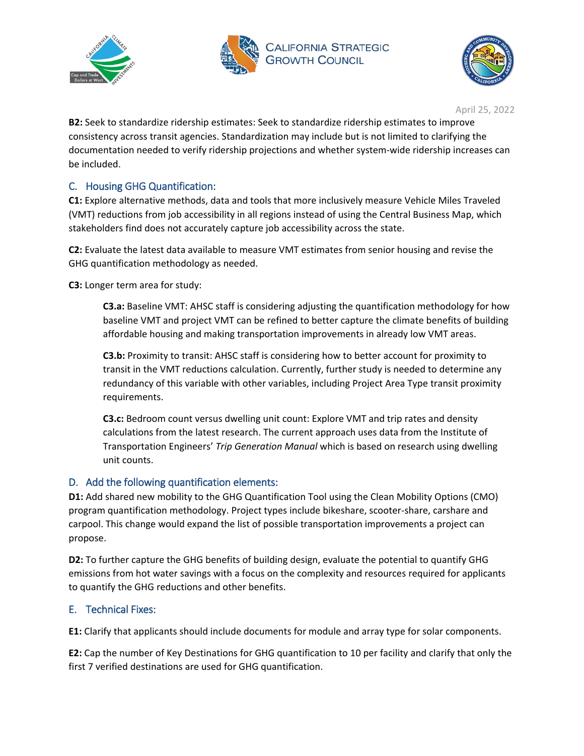**B2:** Seek to standardize ridership estimates: Seek to standardize ridership estimates to improve consistency across transit agencies. Standardization may include but is not limited to clarifying the documentation needed to verify ridership projections and whether system-wide ridership increases can be included.

## C. Housing GHG Quantification:

**C1:** Explore alternative methods, data and tools that more inclusively measure Vehicle Miles Traveled (VMT) reductions from job accessibility in all regions instead of using the Central Business Map, which stakeholders find does not accurately capture job accessibility across the state.

**C2:** Evaluate the latest data available to measure VMT estimates from senior housing and revise the GHG quantification methodology as needed.

**C3:** Longer term area for study:

> **C3.a:** Baseline VMT: AHSC staff is considering adjusting the quantification methodology for how baseline VMT and project VMT can be refined to better capture the climate benefits of building affordable housing and making transportation improvements in already low VMT areas.
>
> **C3.b:** Proximity to transit: AHSC staff is considering how to better account for proximity to transit in the VMT reductions calculation. Currently, further study is needed to determine any redundancy of this variable with other variables, including Project Area Type transit proximity requirements.
>
> **C3.c:** Bedroom count versus dwelling unit count: Explore VMT and trip rates and density calculations from the latest research. The current approach uses data from the Institute of Transportation Engineers' *Trip Generation Manual* which is based on research using dwelling unit counts.

## D. Add the following quantification elements:

**D1:** Add shared new mobility to the GHG Quantification Tool using the Clean Mobility Options (CMO) program quantification methodology. Project types include bikeshare, scooter-share, carshare and carpool. This change would expand the list of possible transportation improvements a project can propose.

**D2:** To further capture the GHG benefits of building design, evaluate the potential to quantify GHG emissions from hot water savings with a focus on the complexity and resources required for applicants to quantify the GHG reductions and other benefits.

## E. Technical Fixes:

**E1:** Clarify that applicants should include documents for module and array type for solar components.

**E2:** Cap the number of Key Destinations for GHG quantification to 10 per facility and clarify that only the first 7 verified destinations are used for GHG quantification.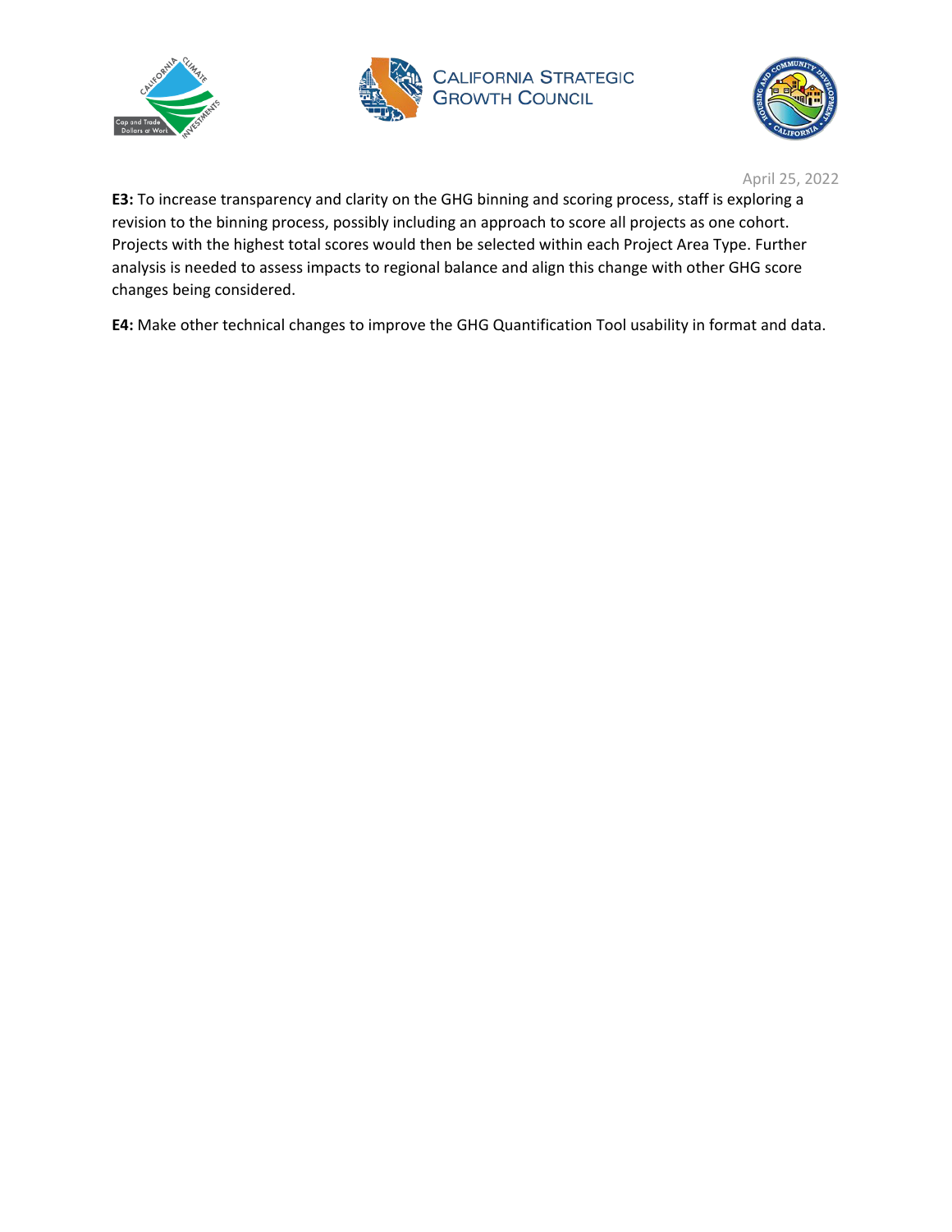**E3:** To increase transparency and clarity on the GHG binning and scoring process, staff is exploring a revision to the binning process, possibly including an approach to score all projects as one cohort. Projects with the highest total scores would then be selected within each Project Area Type. Further analysis is needed to assess impacts to regional balance and align this change with other GHG score changes being considered.

**E4:** Make other technical changes to improve the GHG Quantification Tool usability in format and data.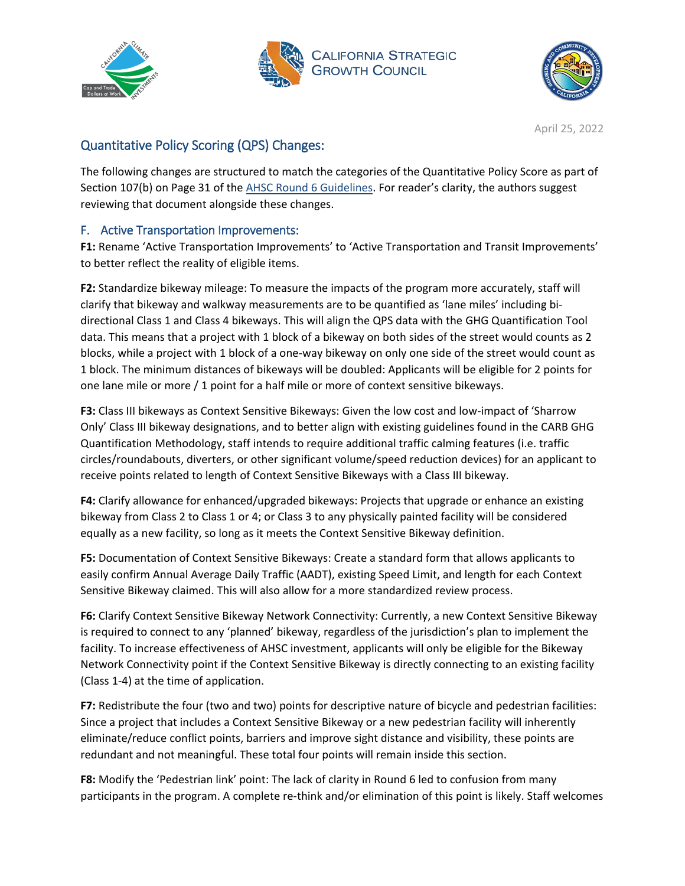April 25, 2022

## Quantitative Policy Scoring (QPS) Changes:

The following changes are structured to match the categories of the Quantitative Policy Score as part of Section 107(b) on Page 31 of the AHSC Round 6 Guidelines. For reader's clarity, the authors suggest reviewing that document alongside these changes.

### F. Active Transportation Improvements:

**F1:** Rename 'Active Transportation Improvements' to 'Active Transportation and Transit Improvements' to better reflect the reality of eligible items.

**F2:** Standardize bikeway mileage: To measure the impacts of the program more accurately, staff will clarify that bikeway and walkway measurements are to be quantified as 'lane miles' including bi-directional Class 1 and Class 4 bikeways. This will align the QPS data with the GHG Quantification Tool data. This means that a project with 1 block of a bikeway on both sides of the street would counts as 2 blocks, while a project with 1 block of a one-way bikeway on only one side of the street would count as 1 block. The minimum distances of bikeways will be doubled: Applicants will be eligible for 2 points for one lane mile or more / 1 point for a half mile or more of context sensitive bikeways.

**F3:** Class III bikeways as Context Sensitive Bikeways: Given the low cost and low-impact of 'Sharrow Only' Class III bikeway designations, and to better align with existing guidelines found in the CARB GHG Quantification Methodology, staff intends to require additional traffic calming features (i.e. traffic circles/roundabouts, diverters, or other significant volume/speed reduction devices) for an applicant to receive points related to length of Context Sensitive Bikeways with a Class III bikeway.

**F4:** Clarify allowance for enhanced/upgraded bikeways: Projects that upgrade or enhance an existing bikeway from Class 2 to Class 1 or 4; or Class 3 to any physically painted facility will be considered equally as a new facility, so long as it meets the Context Sensitive Bikeway definition.

**F5:** Documentation of Context Sensitive Bikeways: Create a standard form that allows applicants to easily confirm Annual Average Daily Traffic (AADT), existing Speed Limit, and length for each Context Sensitive Bikeway claimed. This will also allow for a more standardized review process.

**F6:** Clarify Context Sensitive Bikeway Network Connectivity: Currently, a new Context Sensitive Bikeway is required to connect to any 'planned' bikeway, regardless of the jurisdiction's plan to implement the facility. To increase effectiveness of AHSC investment, applicants will only be eligible for the Bikeway Network Connectivity point if the Context Sensitive Bikeway is directly connecting to an existing facility (Class 1-4) at the time of application.

**F7:** Redistribute the four (two and two) points for descriptive nature of bicycle and pedestrian facilities: Since a project that includes a Context Sensitive Bikeway or a new pedestrian facility will inherently eliminate/reduce conflict points, barriers and improve sight distance and visibility, these points are redundant and not meaningful. These total four points will remain inside this section.

**F8:** Modify the 'Pedestrian link' point: The lack of clarity in Round 6 led to confusion from many participants in the program. A complete re-think and/or elimination of this point is likely. Staff welcomes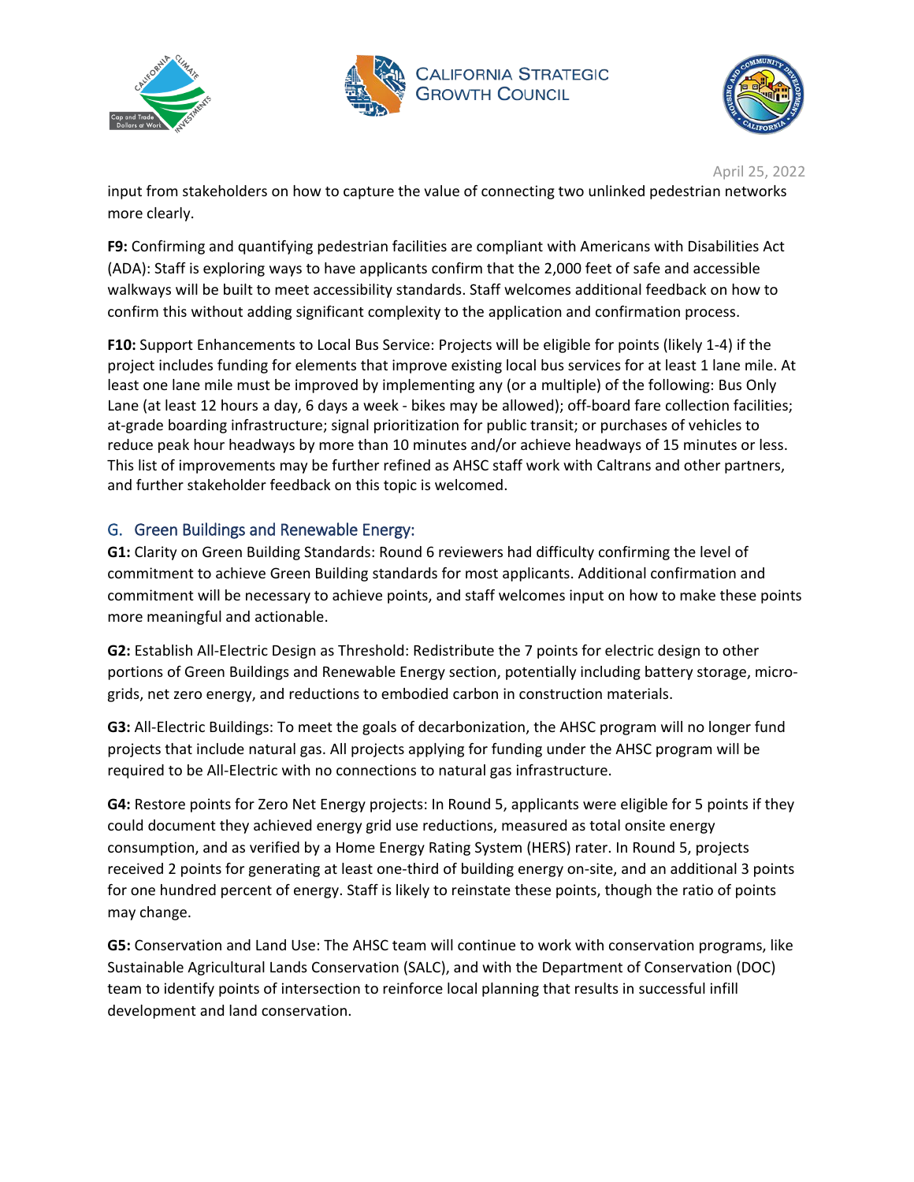input from stakeholders on how to capture the value of connecting two unlinked pedestrian networks more clearly.

**F9:** Confirming and quantifying pedestrian facilities are compliant with Americans with Disabilities Act (ADA): Staff is exploring ways to have applicants confirm that the 2,000 feet of safe and accessible walkways will be built to meet accessibility standards. Staff welcomes additional feedback on how to confirm this without adding significant complexity to the application and confirmation process.

**F10:** Support Enhancements to Local Bus Service: Projects will be eligible for points (likely 1-4) if the project includes funding for elements that improve existing local bus services for at least 1 lane mile. At least one lane mile must be improved by implementing any (or a multiple) of the following: Bus Only Lane (at least 12 hours a day, 6 days a week - bikes may be allowed); off-board fare collection facilities; at-grade boarding infrastructure; signal prioritization for public transit; or purchases of vehicles to reduce peak hour headways by more than 10 minutes and/or achieve headways of 15 minutes or less. This list of improvements may be further refined as AHSC staff work with Caltrans and other partners, and further stakeholder feedback on this topic is welcomed.

## G. Green Buildings and Renewable Energy:

**G1:** Clarity on Green Building Standards: Round 6 reviewers had difficulty confirming the level of commitment to achieve Green Building standards for most applicants. Additional confirmation and commitment will be necessary to achieve points, and staff welcomes input on how to make these points more meaningful and actionable.

**G2:** Establish All-Electric Design as Threshold: Redistribute the 7 points for electric design to other portions of Green Buildings and Renewable Energy section, potentially including battery storage, micro-grids, net zero energy, and reductions to embodied carbon in construction materials.

**G3:** All-Electric Buildings: To meet the goals of decarbonization, the AHSC program will no longer fund projects that include natural gas. All projects applying for funding under the AHSC program will be required to be All-Electric with no connections to natural gas infrastructure.

**G4:** Restore points for Zero Net Energy projects: In Round 5, applicants were eligible for 5 points if they could document they achieved energy grid use reductions, measured as total onsite energy consumption, and as verified by a Home Energy Rating System (HERS) rater. In Round 5, projects received 2 points for generating at least one-third of building energy on-site, and an additional 3 points for one hundred percent of energy. Staff is likely to reinstate these points, though the ratio of points may change.

**G5:** Conservation and Land Use: The AHSC team will continue to work with conservation programs, like Sustainable Agricultural Lands Conservation (SALC), and with the Department of Conservation (DOC) team to identify points of intersection to reinforce local planning that results in successful infill development and land conservation.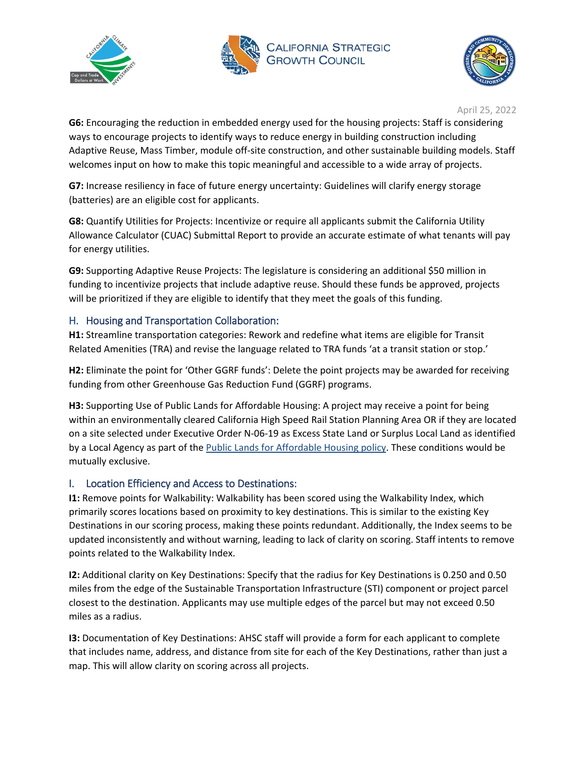**G6:** Encouraging the reduction in embedded energy used for the housing projects: Staff is considering ways to encourage projects to identify ways to reduce energy in building construction including Adaptive Reuse, Mass Timber, module off-site construction, and other sustainable building models. Staff welcomes input on how to make this topic meaningful and accessible to a wide array of projects.

**G7:** Increase resiliency in face of future energy uncertainty: Guidelines will clarify energy storage (batteries) are an eligible cost for applicants.

**G8:** Quantify Utilities for Projects: Incentivize or require all applicants submit the California Utility Allowance Calculator (CUAC) Submittal Report to provide an accurate estimate of what tenants will pay for energy utilities.

**G9:** Supporting Adaptive Reuse Projects: The legislature is considering an additional $50 million in funding to incentivize projects that include adaptive reuse. Should these funds be approved, projects will be prioritized if they are eligible to identify that they meet the goals of this funding.

## H. Housing and Transportation Collaboration:

**H1:** Streamline transportation categories: Rework and redefine what items are eligible for Transit Related Amenities (TRA) and revise the language related to TRA funds 'at a transit station or stop.'

**H2:** Eliminate the point for 'Other GGRF funds': Delete the point projects may be awarded for receiving funding from other Greenhouse Gas Reduction Fund (GGRF) programs.

**H3:** Supporting Use of Public Lands for Affordable Housing: A project may receive a point for being within an environmentally cleared California High Speed Rail Station Planning Area OR if they are located on a site selected under Executive Order N-06-19 as Excess State Land or Surplus Local Land as identified by a Local Agency as part of the Public Lands for Affordable Housing policy. These conditions would be mutually exclusive.

## I. Location Efficiency and Access to Destinations:

**I1:** Remove points for Walkability: Walkability has been scored using the Walkability Index, which primarily scores locations based on proximity to key destinations. This is similar to the existing Key Destinations in our scoring process, making these points redundant. Additionally, the Index seems to be updated inconsistently and without warning, leading to lack of clarity on scoring. Staff intents to remove points related to the Walkability Index.

**I2:** Additional clarity on Key Destinations: Specify that the radius for Key Destinations is 0.250 and 0.50 miles from the edge of the Sustainable Transportation Infrastructure (STI) component or project parcel closest to the destination. Applicants may use multiple edges of the parcel but may not exceed 0.50 miles as a radius.

**I3:** Documentation of Key Destinations: AHSC staff will provide a form for each applicant to complete that includes name, address, and distance from site for each of the Key Destinations, rather than just a map. This will allow clarity on scoring across all projects.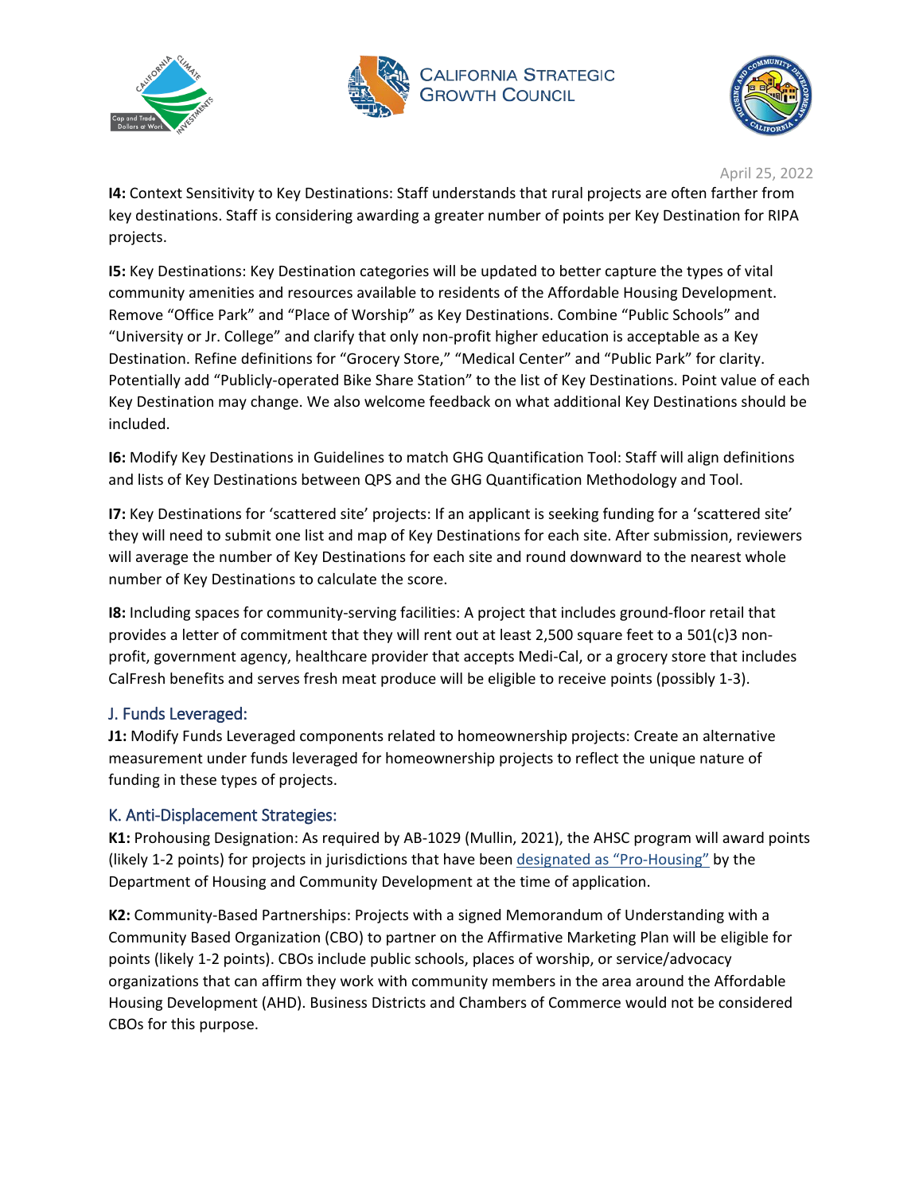**I4:** Context Sensitivity to Key Destinations: Staff understands that rural projects are often farther from key destinations. Staff is considering awarding a greater number of points per Key Destination for RIPA projects.

**I5:** Key Destinations: Key Destination categories will be updated to better capture the types of vital community amenities and resources available to residents of the Affordable Housing Development. Remove "Office Park" and "Place of Worship" as Key Destinations. Combine "Public Schools" and "University or Jr. College" and clarify that only non-profit higher education is acceptable as a Key Destination. Refine definitions for "Grocery Store," "Medical Center" and "Public Park" for clarity. Potentially add "Publicly-operated Bike Share Station" to the list of Key Destinations. Point value of each Key Destination may change. We also welcome feedback on what additional Key Destinations should be included.

**I6:** Modify Key Destinations in Guidelines to match GHG Quantification Tool: Staff will align definitions and lists of Key Destinations between QPS and the GHG Quantification Methodology and Tool.

**I7:** Key Destinations for 'scattered site' projects: If an applicant is seeking funding for a 'scattered site' they will need to submit one list and map of Key Destinations for each site. After submission, reviewers will average the number of Key Destinations for each site and round downward to the nearest whole number of Key Destinations to calculate the score.

**I8:** Including spaces for community-serving facilities: A project that includes ground-floor retail that provides a letter of commitment that they will rent out at least 2,500 square feet to a 501(c)3 non-profit, government agency, healthcare provider that accepts Medi-Cal, or a grocery store that includes CalFresh benefits and serves fresh meat produce will be eligible to receive points (possibly 1-3).

## J. Funds Leveraged:

**J1:** Modify Funds Leveraged components related to homeownership projects: Create an alternative measurement under funds leveraged for homeownership projects to reflect the unique nature of funding in these types of projects.

## K. Anti-Displacement Strategies:

**K1:** Prohousing Designation: As required by AB-1029 (Mullin, 2021), the AHSC program will award points (likely 1-2 points) for projects in jurisdictions that have been designated as "Pro-Housing" by the Department of Housing and Community Development at the time of application.

**K2:** Community-Based Partnerships: Projects with a signed Memorandum of Understanding with a Community Based Organization (CBO) to partner on the Affirmative Marketing Plan will be eligible for points (likely 1-2 points). CBOs include public schools, places of worship, or service/advocacy organizations that can affirm they work with community members in the area around the Affordable Housing Development (AHD). Business Districts and Chambers of Commerce would not be considered CBOs for this purpose.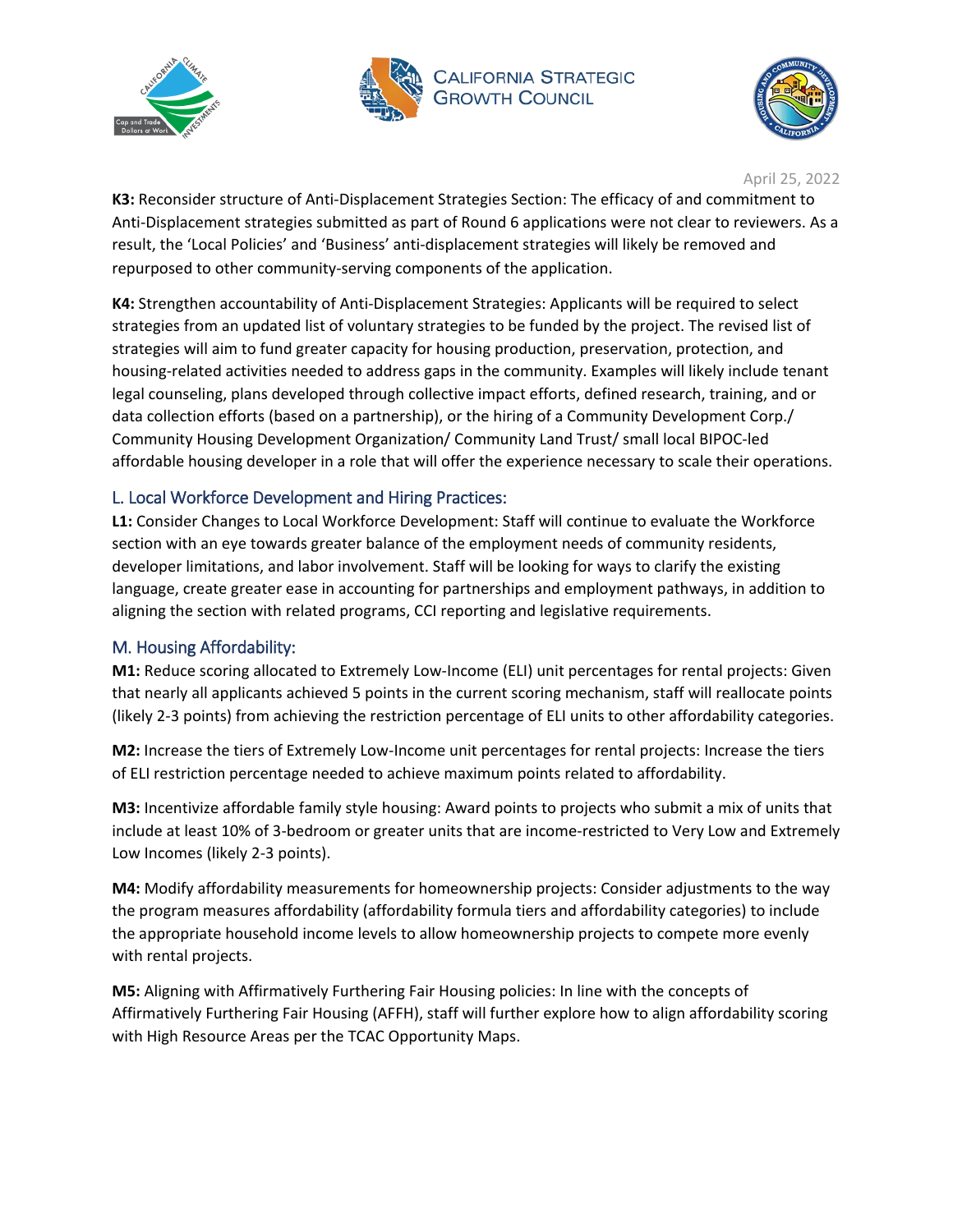**K3:** Reconsider structure of Anti-Displacement Strategies Section: The efficacy of and commitment to Anti-Displacement strategies submitted as part of Round 6 applications were not clear to reviewers. As a result, the 'Local Policies' and 'Business' anti-displacement strategies will likely be removed and repurposed to other community-serving components of the application.

**K4:** Strengthen accountability of Anti-Displacement Strategies: Applicants will be required to select strategies from an updated list of voluntary strategies to be funded by the project. The revised list of strategies will aim to fund greater capacity for housing production, preservation, protection, and housing-related activities needed to address gaps in the community. Examples will likely include tenant legal counseling, plans developed through collective impact efforts, defined research, training, and or data collection efforts (based on a partnership), or the hiring of a Community Development Corp./ Community Housing Development Organization/ Community Land Trust/ small local BIPOC-led affordable housing developer in a role that will offer the experience necessary to scale their operations.

### L. Local Workforce Development and Hiring Practices:

**L1:** Consider Changes to Local Workforce Development: Staff will continue to evaluate the Workforce section with an eye towards greater balance of the employment needs of community residents, developer limitations, and labor involvement. Staff will be looking for ways to clarify the existing language, create greater ease in accounting for partnerships and employment pathways, in addition to aligning the section with related programs, CCI reporting and legislative requirements.

### M. Housing Affordability:

**M1:** Reduce scoring allocated to Extremely Low-Income (ELI) unit percentages for rental projects: Given that nearly all applicants achieved 5 points in the current scoring mechanism, staff will reallocate points (likely 2-3 points) from achieving the restriction percentage of ELI units to other affordability categories.

**M2:** Increase the tiers of Extremely Low-Income unit percentages for rental projects: Increase the tiers of ELI restriction percentage needed to achieve maximum points related to affordability.

**M3:** Incentivize affordable family style housing: Award points to projects who submit a mix of units that include at least 10% of 3-bedroom or greater units that are income-restricted to Very Low and Extremely Low Incomes (likely 2-3 points).

**M4:** Modify affordability measurements for homeownership projects: Consider adjustments to the way the program measures affordability (affordability formula tiers and affordability categories) to include the appropriate household income levels to allow homeownership projects to compete more evenly with rental projects.

**M5:** Aligning with Affirmatively Furthering Fair Housing policies: In line with the concepts of Affirmatively Furthering Fair Housing (AFFH), staff will further explore how to align affordability scoring with High Resource Areas per the TCAC Opportunity Maps.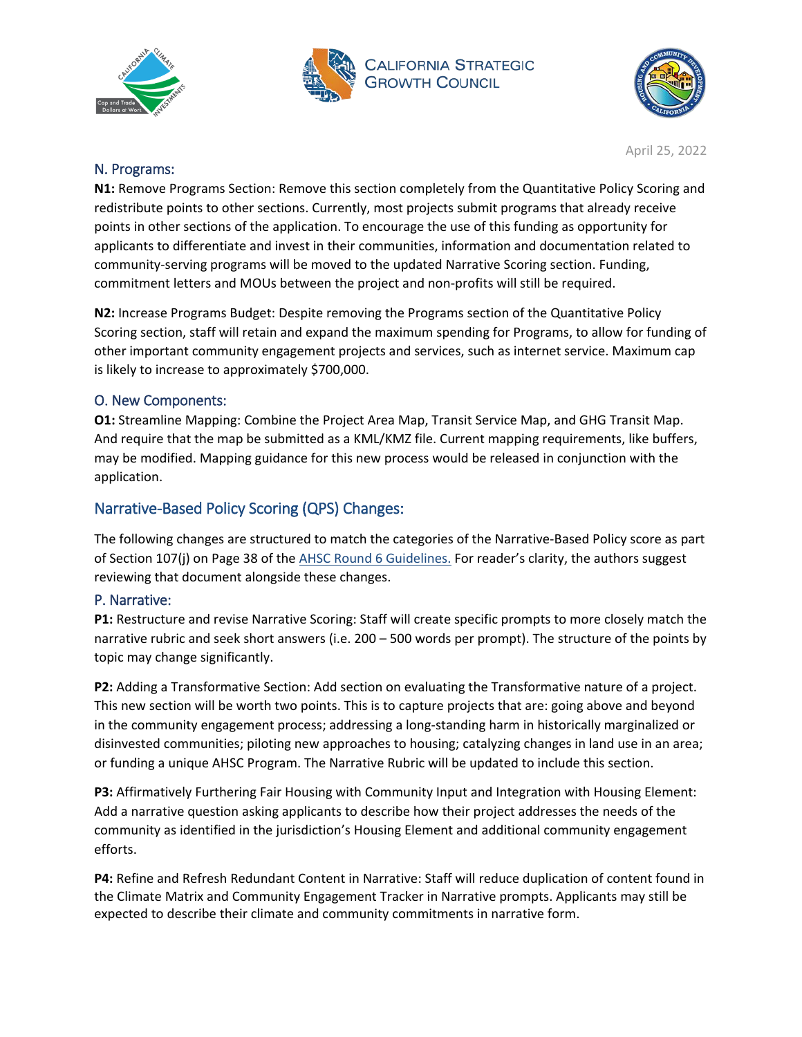April 25, 2022

## N. Programs:

**N1:** Remove Programs Section: Remove this section completely from the Quantitative Policy Scoring and redistribute points to other sections. Currently, most projects submit programs that already receive points in other sections of the application. To encourage the use of this funding as opportunity for applicants to differentiate and invest in their communities, information and documentation related to community-serving programs will be moved to the updated Narrative Scoring section. Funding, commitment letters and MOUs between the project and non-profits will still be required.

**N2:** Increase Programs Budget: Despite removing the Programs section of the Quantitative Policy Scoring section, staff will retain and expand the maximum spending for Programs, to allow for funding of other important community engagement projects and services, such as internet service. Maximum cap is likely to increase to approximately $700,000.

## O. New Components:

**O1:** Streamline Mapping: Combine the Project Area Map, Transit Service Map, and GHG Transit Map. And require that the map be submitted as a KML/KMZ file. Current mapping requirements, like buffers, may be modified. Mapping guidance for this new process would be released in conjunction with the application.

# Narrative-Based Policy Scoring (QPS) Changes:

The following changes are structured to match the categories of the Narrative-Based Policy score as part of Section 107(j) on Page 38 of the AHSC Round 6 Guidelines. For reader's clarity, the authors suggest reviewing that document alongside these changes.

## P. Narrative:

**P1:** Restructure and revise Narrative Scoring: Staff will create specific prompts to more closely match the narrative rubric and seek short answers (i.e. 200 – 500 words per prompt). The structure of the points by topic may change significantly.

**P2:** Adding a Transformative Section: Add section on evaluating the Transformative nature of a project. This new section will be worth two points. This is to capture projects that are: going above and beyond in the community engagement process; addressing a long-standing harm in historically marginalized or disinvested communities; piloting new approaches to housing; catalyzing changes in land use in an area; or funding a unique AHSC Program. The Narrative Rubric will be updated to include this section.

**P3:** Affirmatively Furthering Fair Housing with Community Input and Integration with Housing Element: Add a narrative question asking applicants to describe how their project addresses the needs of the community as identified in the jurisdiction's Housing Element and additional community engagement efforts.

**P4:** Refine and Refresh Redundant Content in Narrative: Staff will reduce duplication of content found in the Climate Matrix and Community Engagement Tracker in Narrative prompts. Applicants may still be expected to describe their climate and community commitments in narrative form.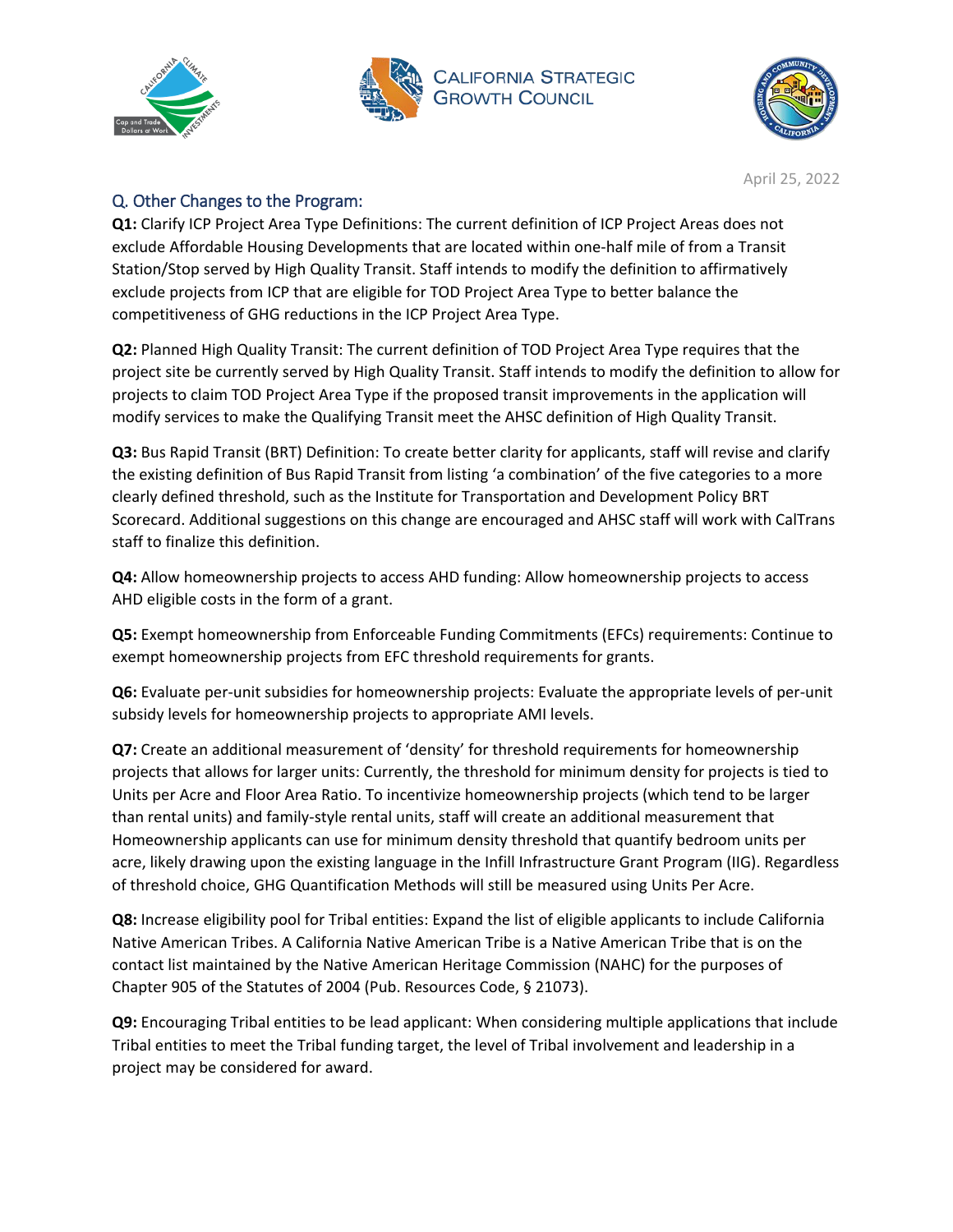## Q. Other Changes to the Program:

**Q1:** Clarify ICP Project Area Type Definitions: The current definition of ICP Project Areas does not exclude Affordable Housing Developments that are located within one-half mile of from a Transit Station/Stop served by High Quality Transit. Staff intends to modify the definition to affirmatively exclude projects from ICP that are eligible for TOD Project Area Type to better balance the competitiveness of GHG reductions in the ICP Project Area Type.

**Q2:** Planned High Quality Transit: The current definition of TOD Project Area Type requires that the project site be currently served by High Quality Transit. Staff intends to modify the definition to allow for projects to claim TOD Project Area Type if the proposed transit improvements in the application will modify services to make the Qualifying Transit meet the AHSC definition of High Quality Transit.

**Q3:** Bus Rapid Transit (BRT) Definition: To create better clarity for applicants, staff will revise and clarify the existing definition of Bus Rapid Transit from listing 'a combination' of the five categories to a more clearly defined threshold, such as the Institute for Transportation and Development Policy BRT Scorecard. Additional suggestions on this change are encouraged and AHSC staff will work with CalTrans staff to finalize this definition.

**Q4:** Allow homeownership projects to access AHD funding: Allow homeownership projects to access AHD eligible costs in the form of a grant.

**Q5:** Exempt homeownership from Enforceable Funding Commitments (EFCs) requirements: Continue to exempt homeownership projects from EFC threshold requirements for grants.

**Q6:** Evaluate per-unit subsidies for homeownership projects: Evaluate the appropriate levels of per-unit subsidy levels for homeownership projects to appropriate AMI levels.

**Q7:** Create an additional measurement of 'density' for threshold requirements for homeownership projects that allows for larger units: Currently, the threshold for minimum density for projects is tied to Units per Acre and Floor Area Ratio. To incentivize homeownership projects (which tend to be larger than rental units) and family-style rental units, staff will create an additional measurement that Homeownership applicants can use for minimum density threshold that quantify bedroom units per acre, likely drawing upon the existing language in the Infill Infrastructure Grant Program (IIG). Regardless of threshold choice, GHG Quantification Methods will still be measured using Units Per Acre.

**Q8:** Increase eligibility pool for Tribal entities: Expand the list of eligible applicants to include California Native American Tribes. A California Native American Tribe is a Native American Tribe that is on the contact list maintained by the Native American Heritage Commission (NAHC) for the purposes of Chapter 905 of the Statutes of 2004 (Pub. Resources Code, § 21073).

**Q9:** Encouraging Tribal entities to be lead applicant: When considering multiple applications that include Tribal entities to meet the Tribal funding target, the level of Tribal involvement and leadership in a project may be considered for award.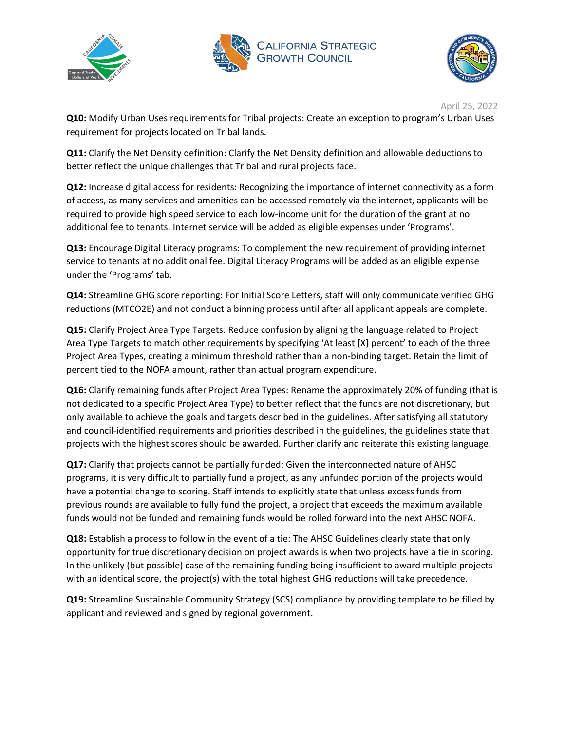**Q10:** Modify Urban Uses requirements for Tribal projects: Create an exception to program's Urban Uses requirement for projects located on Tribal lands.

**Q11:** Clarify the Net Density definition: Clarify the Net Density definition and allowable deductions to better reflect the unique challenges that Tribal and rural projects face.

**Q12:** Increase digital access for residents: Recognizing the importance of internet connectivity as a form of access, as many services and amenities can be accessed remotely via the internet, applicants will be required to provide high speed service to each low-income unit for the duration of the grant at no additional fee to tenants. Internet service will be added as eligible expenses under 'Programs'.

**Q13:** Encourage Digital Literacy programs: To complement the new requirement of providing internet service to tenants at no additional fee. Digital Literacy Programs will be added as an eligible expense under the 'Programs' tab.

**Q14:** Streamline GHG score reporting: For Initial Score Letters, staff will only communicate verified GHG reductions (MTCO2E) and not conduct a binning process until after all applicant appeals are complete.

**Q15:** Clarify Project Area Type Targets: Reduce confusion by aligning the language related to Project Area Type Targets to match other requirements by specifying 'At least [X] percent' to each of the three Project Area Types, creating a minimum threshold rather than a non-binding target. Retain the limit of percent tied to the NOFA amount, rather than actual program expenditure.

**Q16:** Clarify remaining funds after Project Area Types: Rename the approximately 20% of funding (that is not dedicated to a specific Project Area Type) to better reflect that the funds are not discretionary, but only available to achieve the goals and targets described in the guidelines. After satisfying all statutory and council-identified requirements and priorities described in the guidelines, the guidelines state that projects with the highest scores should be awarded. Further clarify and reiterate this existing language.

**Q17:** Clarify that projects cannot be partially funded: Given the interconnected nature of AHSC programs, it is very difficult to partially fund a project, as any unfunded portion of the projects would have a potential change to scoring. Staff intends to explicitly state that unless excess funds from previous rounds are available to fully fund the project, a project that exceeds the maximum available funds would not be funded and remaining funds would be rolled forward into the next AHSC NOFA.

**Q18:** Establish a process to follow in the event of a tie: The AHSC Guidelines clearly state that only opportunity for true discretionary decision on project awards is when two projects have a tie in scoring. In the unlikely (but possible) case of the remaining funding being insufficient to award multiple projects with an identical score, the project(s) with the total highest GHG reductions will take precedence.

**Q19:** Streamline Sustainable Community Strategy (SCS) compliance by providing template to be filled by applicant and reviewed and signed by regional government.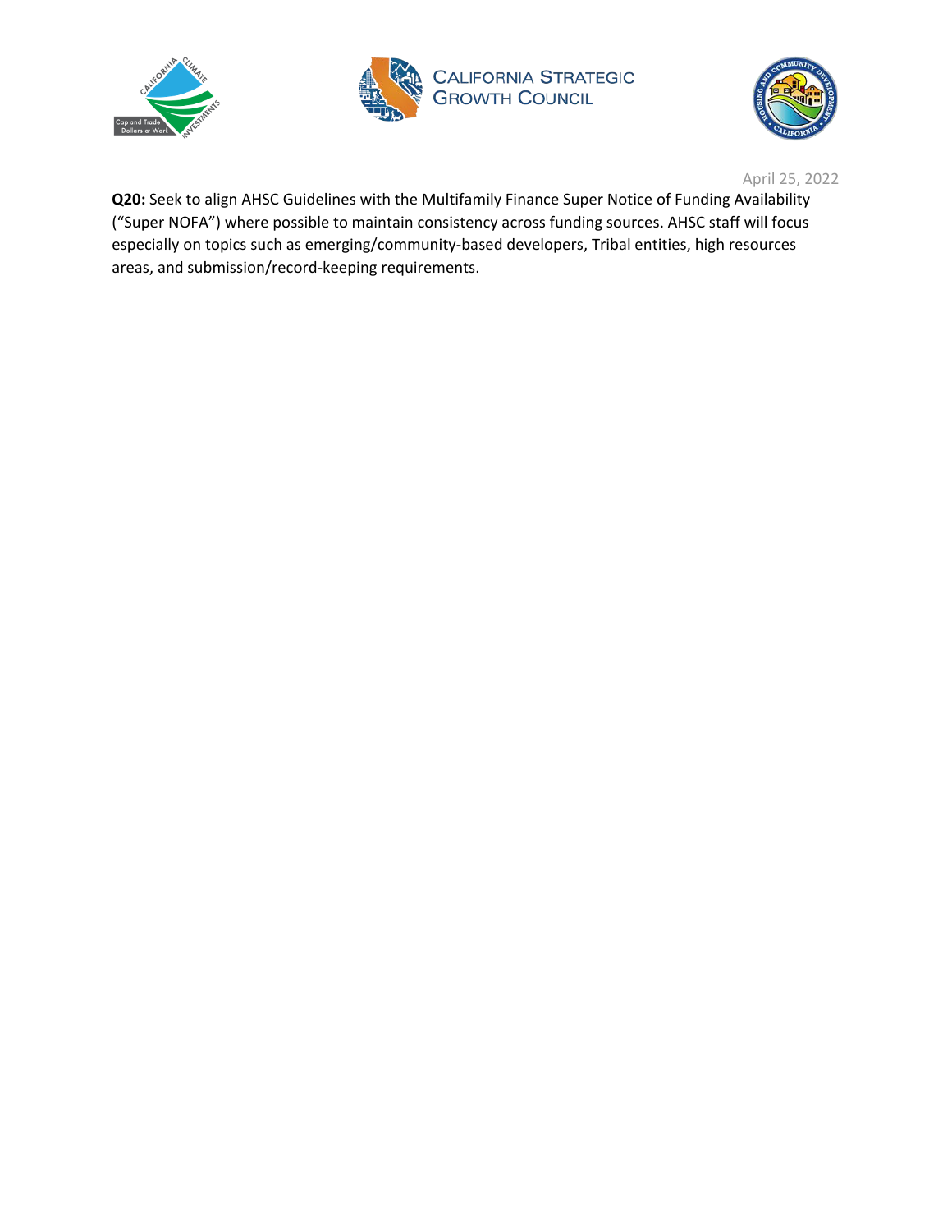**Q20:** Seek to align AHSC Guidelines with the Multifamily Finance Super Notice of Funding Availability ("Super NOFA") where possible to maintain consistency across funding sources. AHSC staff will focus especially on topics such as emerging/community-based developers, Tribal entities, high resources areas, and submission/record-keeping requirements.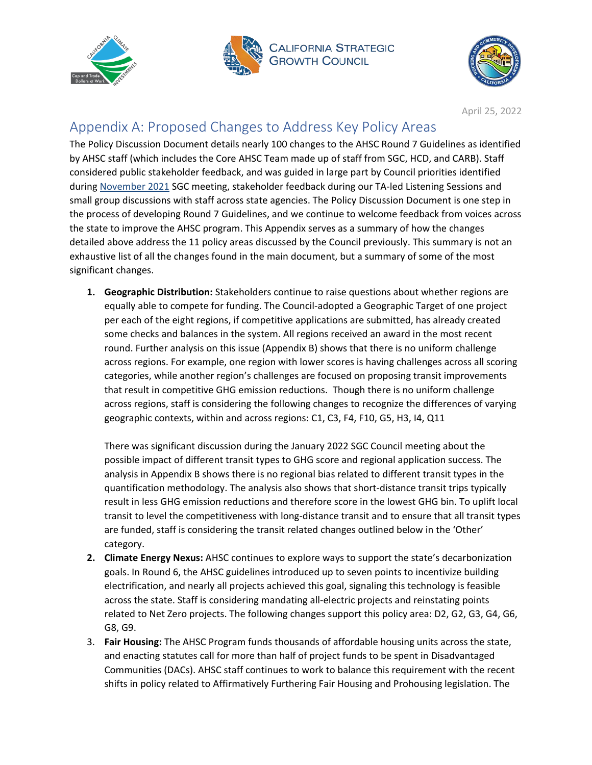April 25, 2022

# Appendix A: Proposed Changes to Address Key Policy Areas

The Policy Discussion Document details nearly 100 changes to the AHSC Round 7 Guidelines as identified by AHSC staff (which includes the Core AHSC Team made up of staff from SGC, HCD, and CARB). Staff considered public stakeholder feedback, and was guided in large part by Council priorities identified during November 2021 SGC meeting, stakeholder feedback during our TA-led Listening Sessions and small group discussions with staff across state agencies. The Policy Discussion Document is one step in the process of developing Round 7 Guidelines, and we continue to welcome feedback from voices across the state to improve the AHSC program. This Appendix serves as a summary of how the changes detailed above address the 11 policy areas discussed by the Council previously. This summary is not an exhaustive list of all the changes found in the main document, but a summary of some of the most significant changes.

1. **Geographic Distribution:** Stakeholders continue to raise questions about whether regions are equally able to compete for funding. The Council-adopted a Geographic Target of one project per each of the eight regions, if competitive applications are submitted, has already created some checks and balances in the system. All regions received an award in the most recent round. Further analysis on this issue (Appendix B) shows that there is no uniform challenge across regions. For example, one region with lower scores is having challenges across all scoring categories, while another region's challenges are focused on proposing transit improvements that result in competitive GHG emission reductions. Though there is no uniform challenge across regions, staff is considering the following changes to recognize the differences of varying geographic contexts, within and across regions: C1, C3, F4, F10, G5, H3, I4, Q11

   There was significant discussion during the January 2022 SGC Council meeting about the possible impact of different transit types to GHG score and regional application success. The analysis in Appendix B shows there is no regional bias related to different transit types in the quantification methodology. The analysis also shows that short-distance transit trips typically result in less GHG emission reductions and therefore score in the lowest GHG bin. To uplift local transit to level the competitiveness with long-distance transit and to ensure that all transit types are funded, staff is considering the transit related changes outlined below in the 'Other' category.
2. **Climate Energy Nexus:** AHSC continues to explore ways to support the state's decarbonization goals. In Round 6, the AHSC guidelines introduced up to seven points to incentivize building electrification, and nearly all projects achieved this goal, signaling this technology is feasible across the state. Staff is considering mandating all-electric projects and reinstating points related to Net Zero projects. The following changes support this policy area: D2, G2, G3, G4, G6, G8, G9.
3. **Fair Housing:** The AHSC Program funds thousands of affordable housing units across the state, and enacting statutes call for more than half of project funds to be spent in Disadvantaged Communities (DACs). AHSC staff continues to work to balance this requirement with the recent shifts in policy related to Affirmatively Furthering Fair Housing and Prohousing legislation. The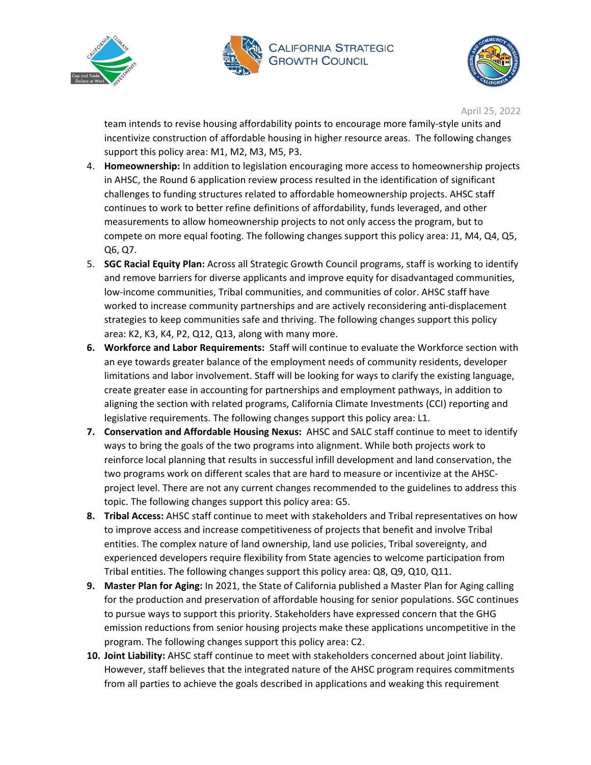team intends to revise housing affordability points to encourage more family-style units and incentivize construction of affordable housing in higher resource areas. The following changes support this policy area: M1, M2, M3, M5, P3.

4. **Homeownership:** In addition to legislation encouraging more access to homeownership projects in AHSC, the Round 6 application review process resulted in the identification of significant challenges to funding structures related to affordable homeownership projects. AHSC staff continues to work to better refine definitions of affordability, funds leveraged, and other measurements to allow homeownership projects to not only access the program, but to compete on more equal footing. The following changes support this policy area: J1, M4, Q4, Q5, Q6, Q7.
5. **SGC Racial Equity Plan:** Across all Strategic Growth Council programs, staff is working to identify and remove barriers for diverse applicants and improve equity for disadvantaged communities, low-income communities, Tribal communities, and communities of color. AHSC staff have worked to increase community partnerships and are actively reconsidering anti-displacement strategies to keep communities safe and thriving. The following changes support this policy area: K2, K3, K4, P2, Q12, Q13, along with many more.
6. **Workforce and Labor Requirements:** Staff will continue to evaluate the Workforce section with an eye towards greater balance of the employment needs of community residents, developer limitations and labor involvement. Staff will be looking for ways to clarify the existing language, create greater ease in accounting for partnerships and employment pathways, in addition to aligning the section with related programs, California Climate Investments (CCI) reporting and legislative requirements. The following changes support this policy area: L1.
7. **Conservation and Affordable Housing Nexus:** AHSC and SALC staff continue to meet to identify ways to bring the goals of the two programs into alignment. While both projects work to reinforce local planning that results in successful infill development and land conservation, the two programs work on different scales that are hard to measure or incentivize at the AHSC-project level. There are not any current changes recommended to the guidelines to address this topic. The following changes support this policy area: G5.
8. **Tribal Access:** AHSC staff continue to meet with stakeholders and Tribal representatives on how to improve access and increase competitiveness of projects that benefit and involve Tribal entities. The complex nature of land ownership, land use policies, Tribal sovereignty, and experienced developers require flexibility from State agencies to welcome participation from Tribal entities. The following changes support this policy area: Q8, Q9, Q10, Q11.
9. **Master Plan for Aging:** In 2021, the State of California published a Master Plan for Aging calling for the production and preservation of affordable housing for senior populations. SGC continues to pursue ways to support this priority. Stakeholders have expressed concern that the GHG emission reductions from senior housing projects make these applications uncompetitive in the program. The following changes support this policy area: C2.
10. **Joint Liability:** AHSC staff continue to meet with stakeholders concerned about joint liability. However, staff believes that the integrated nature of the AHSC program requires commitments from all parties to achieve the goals described in applications and weaking this requirement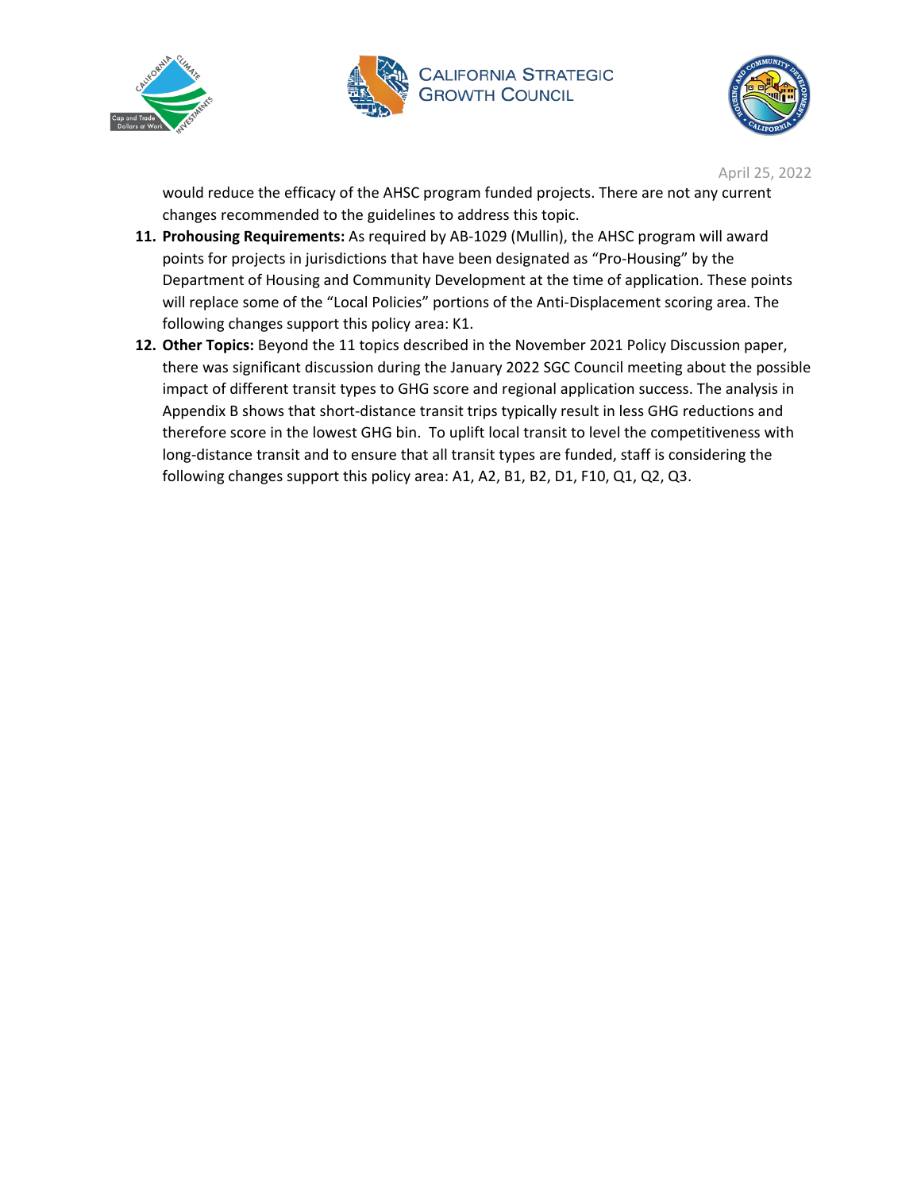would reduce the efficacy of the AHSC program funded projects. There are not any current changes recommended to the guidelines to address this topic.

11. **Prohousing Requirements:** As required by AB-1029 (Mullin), the AHSC program will award points for projects in jurisdictions that have been designated as “Pro-Housing” by the Department of Housing and Community Development at the time of application. These points will replace some of the “Local Policies” portions of the Anti-Displacement scoring area. The following changes support this policy area: K1.
12. **Other Topics:** Beyond the 11 topics described in the November 2021 Policy Discussion paper, there was significant discussion during the January 2022 SGC Council meeting about the possible impact of different transit types to GHG score and regional application success. The analysis in Appendix B shows that short-distance transit trips typically result in less GHG reductions and therefore score in the lowest GHG bin. To uplift local transit to level the competitiveness with long-distance transit and to ensure that all transit types are funded, staff is considering the following changes support this policy area: A1, A2, B1, B2, D1, F10, Q1, Q2, Q3.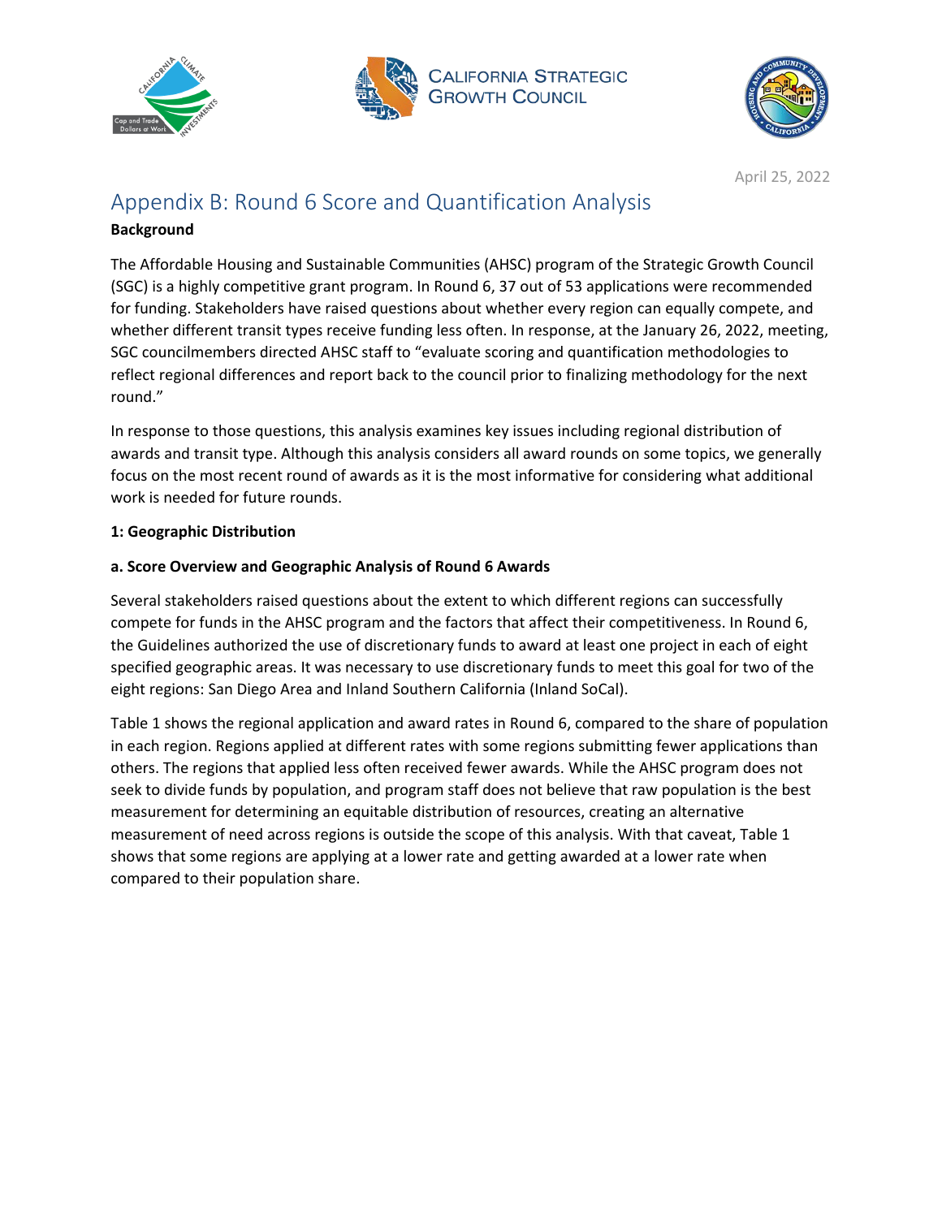April 25, 2022

# Appendix B: Round 6 Score and Quantification Analysis

**Background**

The Affordable Housing and Sustainable Communities (AHSC) program of the Strategic Growth Council (SGC) is a highly competitive grant program. In Round 6, 37 out of 53 applications were recommended for funding. Stakeholders have raised questions about whether every region can equally compete, and whether different transit types receive funding less often. In response, at the January 26, 2022, meeting, SGC councilmembers directed AHSC staff to "evaluate scoring and quantification methodologies to reflect regional differences and report back to the council prior to finalizing methodology for the next round."

In response to those questions, this analysis examines key issues including regional distribution of awards and transit type. Although this analysis considers all award rounds on some topics, we generally focus on the most recent round of awards as it is the most informative for considering what additional work is needed for future rounds.

**1: Geographic Distribution**

**a. Score Overview and Geographic Analysis of Round 6 Awards**

Several stakeholders raised questions about the extent to which different regions can successfully compete for funds in the AHSC program and the factors that affect their competitiveness. In Round 6, the Guidelines authorized the use of discretionary funds to award at least one project in each of eight specified geographic areas. It was necessary to use discretionary funds to meet this goal for two of the eight regions: San Diego Area and Inland Southern California (Inland SoCal).

Table 1 shows the regional application and award rates in Round 6, compared to the share of population in each region. Regions applied at different rates with some regions submitting fewer applications than others. The regions that applied less often received fewer awards. While the AHSC program does not seek to divide funds by population, and program staff does not believe that raw population is the best measurement for determining an equitable distribution of resources, creating an alternative measurement of need across regions is outside the scope of this analysis. With that caveat, Table 1 shows that some regions are applying at a lower rate and getting awarded at a lower rate when compared to their population share.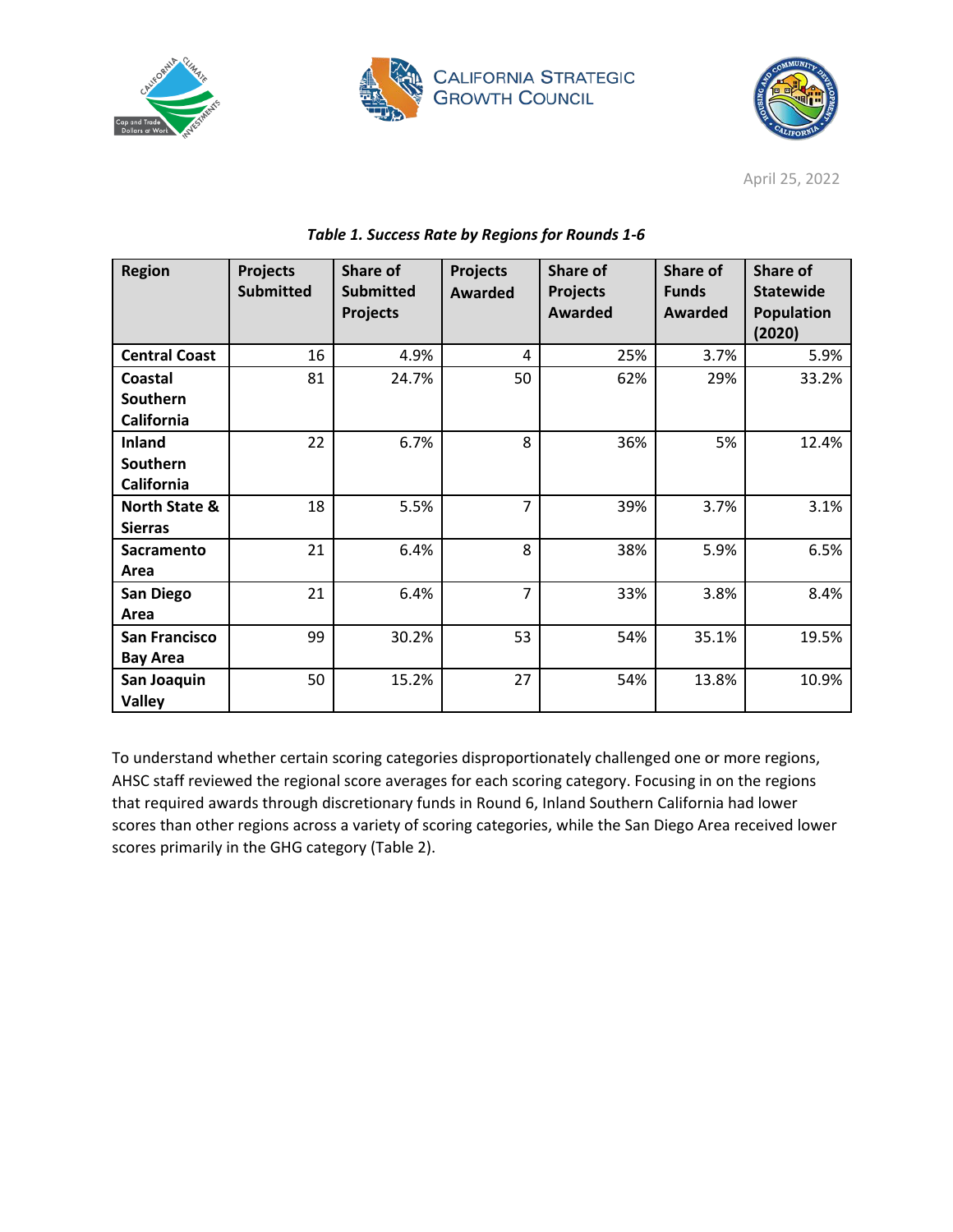April 25, 2022

*Table 1. Success Rate by Regions for Rounds 1-6*

| Region | Projects Submitted | Share of Submitted Projects | Projects Awarded | Share of Projects Awarded | Share of Funds Awarded | Share of Statewide Population (2020) |
|---|---|---|---|---|---|---|
| **Central Coast** | 16 | 4.9% | 4 | 25% | 3.7% | 5.9% |
| **Coastal Southern California** | 81 | 24.7% | 50 | 62% | 29% | 33.2% |
| **Inland Southern California** | 22 | 6.7% | 8 | 36% | 5% | 12.4% |
| **North State & Sierras** | 18 | 5.5% | 7 | 39% | 3.7% | 3.1% |
| **Sacramento Area** | 21 | 6.4% | 8 | 38% | 5.9% | 6.5% |
| **San Diego Area** | 21 | 6.4% | 7 | 33% | 3.8% | 8.4% |
| **San Francisco Bay Area** | 99 | 30.2% | 53 | 54% | 35.1% | 19.5% |
| **San Joaquin Valley** | 50 | 15.2% | 27 | 54% | 13.8% | 10.9% |

To understand whether certain scoring categories disproportionately challenged one or more regions, AHSC staff reviewed the regional score averages for each scoring category. Focusing in on the regions that required awards through discretionary funds in Round 6, Inland Southern California had lower scores than other regions across a variety of scoring categories, while the San Diego Area received lower scores primarily in the GHG category (Table 2).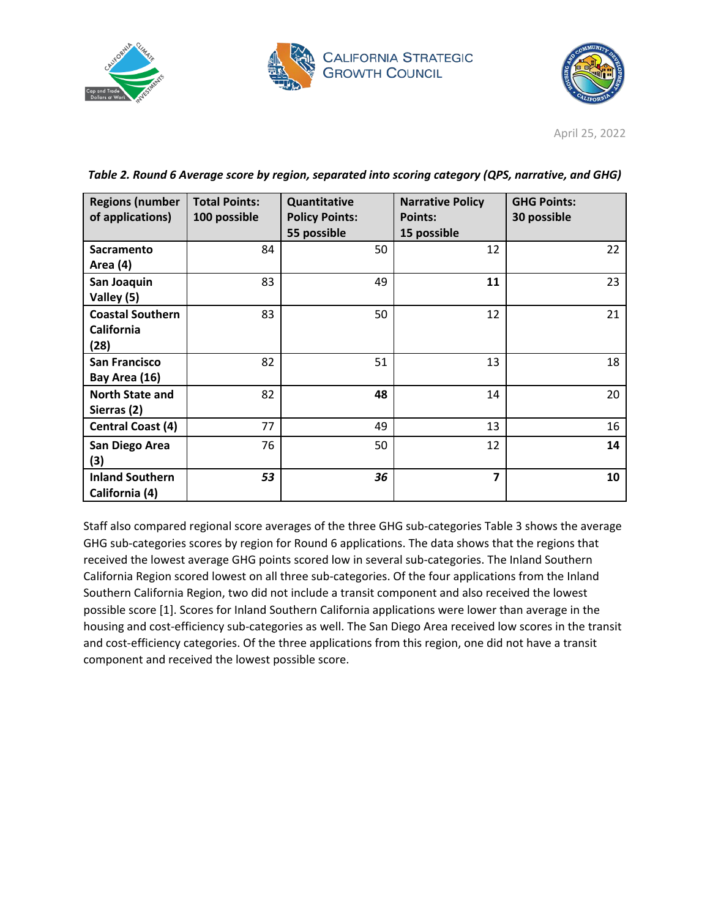*Table 2. Round 6 Average score by region, separated into scoring category (QPS, narrative, and GHG)*

| Regions (number of applications) | Total Points: 100 possible | Quantitative Policy Points: 55 possible | Narrative Policy Points: 15 possible | GHG Points: 30 possible |
|---|---|---|---|---|
| **Sacramento Area (4)** | 84 | 50 | 12 | 22 |
| **San Joaquin Valley (5)** | 83 | 49 | **11** | 23 |
| **Coastal Southern California (28)** | 83 | 50 | 12 | 21 |
| **San Francisco Bay Area (16)** | 82 | 51 | 13 | 18 |
| **North State and Sierras (2)** | 82 | **48** | 14 | 20 |
| **Central Coast (4)** | 77 | 49 | 13 | 16 |
| **San Diego Area (3)** | 76 | 50 | 12 | **14** |
| **Inland Southern California (4)** | ***53*** | ***36*** | **7** | **10** |

Staff also compared regional score averages of the three GHG sub-categories Table 3 shows the average GHG sub-categories scores by region for Round 6 applications. The data shows that the regions that received the lowest average GHG points scored low in several sub-categories. The Inland Southern California Region scored lowest on all three sub-categories. Of the four applications from the Inland Southern California Region, two did not include a transit component and also received the lowest possible score [1]. Scores for Inland Southern California applications were lower than average in the housing and cost-efficiency sub-categories as well. The San Diego Area received low scores in the transit and cost-efficiency categories. Of the three applications from this region, one did not have a transit component and received the lowest possible score.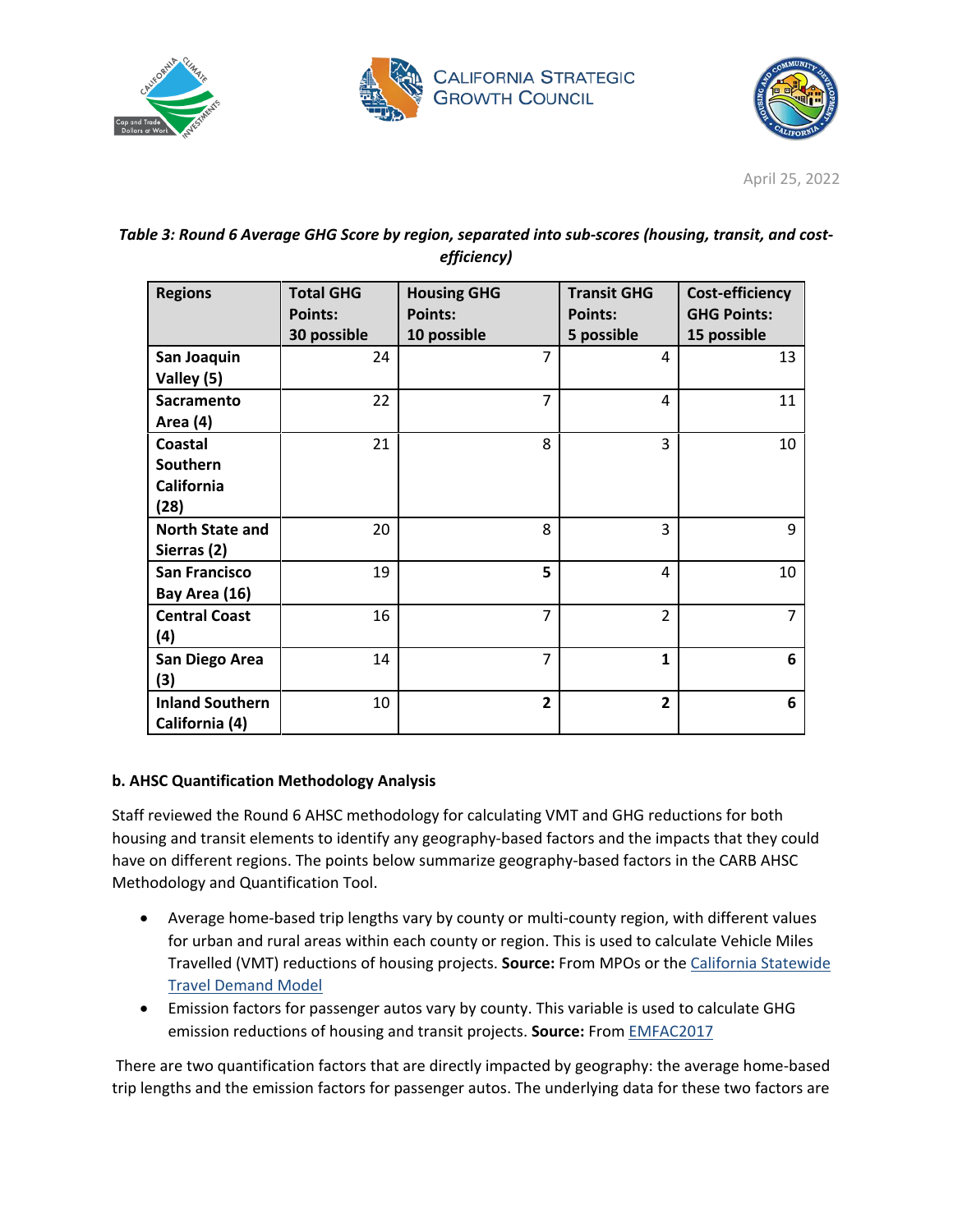April 25, 2022

*Table 3: Round 6 Average GHG Score by region, separated into sub-scores (housing, transit, and cost-efficiency)*

| Regions | Total GHG Points: 30 possible | Housing GHG Points: 10 possible | Transit GHG Points: 5 possible | Cost-efficiency GHG Points: 15 possible |
|---|---|---|---|---|
| **San Joaquin Valley (5)** | 24 | 7 | 4 | 13 |
| **Sacramento Area (4)** | 22 | 7 | 4 | 11 |
| **Coastal Southern California (28)** | 21 | 8 | 3 | 10 |
| **North State and Sierras (2)** | 20 | 8 | 3 | 9 |
| **San Francisco Bay Area (16)** | 19 | **5** | 4 | 10 |
| **Central Coast (4)** | 16 | 7 | 2 | 7 |
| **San Diego Area (3)** | 14 | 7 | **1** | **6** |
| **Inland Southern California (4)** | 10 | **2** | **2** | **6** |

**b. AHSC Quantification Methodology Analysis**

Staff reviewed the Round 6 AHSC methodology for calculating VMT and GHG reductions for both housing and transit elements to identify any geography-based factors and the impacts that they could have on different regions. The points below summarize geography-based factors in the CARB AHSC Methodology and Quantification Tool.

- Average home-based trip lengths vary by county or multi-county region, with different values for urban and rural areas within each county or region. This is used to calculate Vehicle Miles Travelled (VMT) reductions of housing projects. **Source:** From MPOs or the California Statewide Travel Demand Model
- Emission factors for passenger autos vary by county. This variable is used to calculate GHG emission reductions of housing and transit projects. **Source:** From EMFAC2017

There are two quantification factors that are directly impacted by geography: the average home-based trip lengths and the emission factors for passenger autos. The underlying data for these two factors are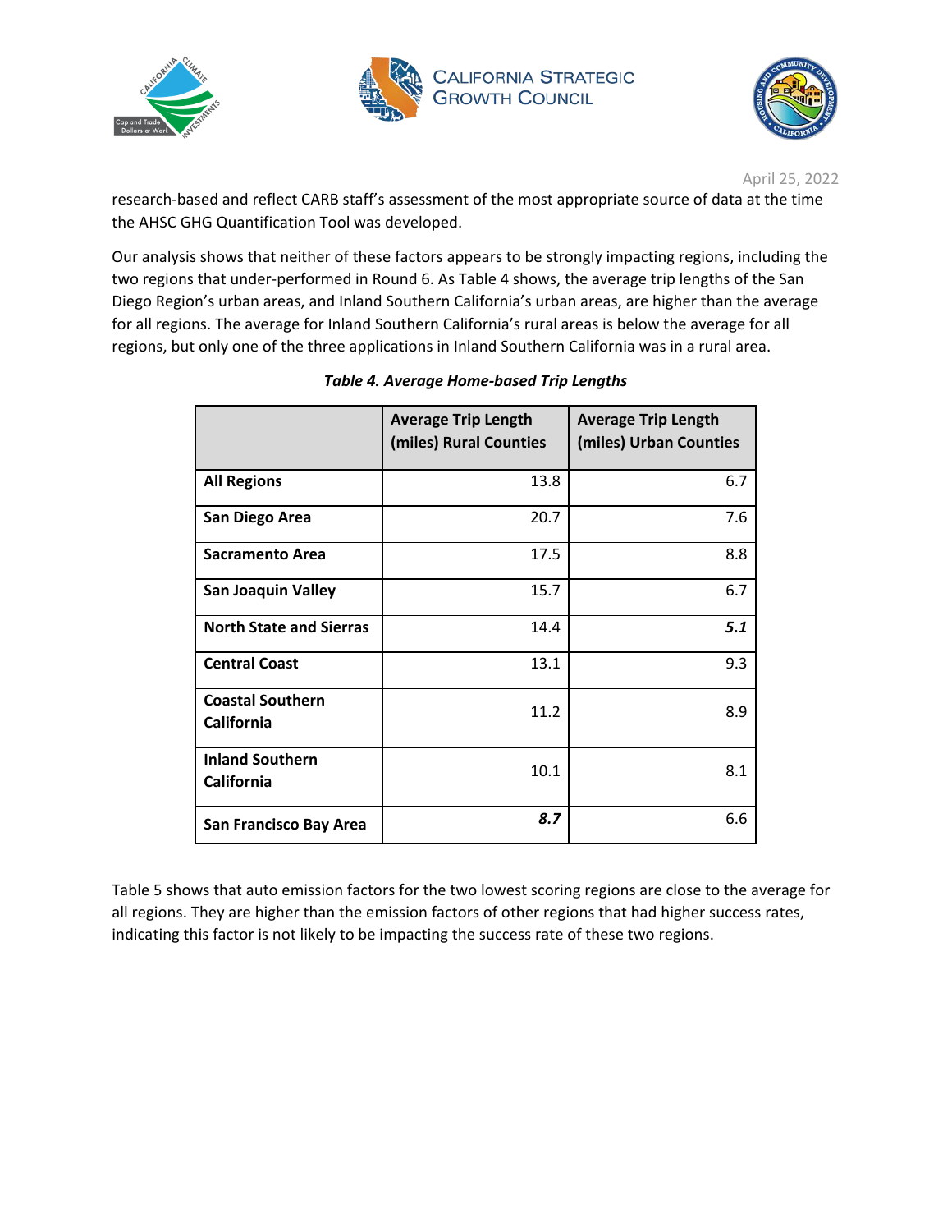research-based and reflect CARB staff's assessment of the most appropriate source of data at the time the AHSC GHG Quantification Tool was developed.

Our analysis shows that neither of these factors appears to be strongly impacting regions, including the two regions that under-performed in Round 6. As Table 4 shows, the average trip lengths of the San Diego Region's urban areas, and Inland Southern California's urban areas, are higher than the average for all regions. The average for Inland Southern California's rural areas is below the average for all regions, but only one of the three applications in Inland Southern California was in a rural area.

***Table 4. Average Home-based Trip Lengths***

| | Average Trip Length (miles) Rural Counties | Average Trip Length (miles) Urban Counties |
|---|---|---|
| **All Regions** | 13.8 | 6.7 |
| **San Diego Area** | 20.7 | 7.6 |
| **Sacramento Area** | 17.5 | 8.8 |
| **San Joaquin Valley** | 15.7 | 6.7 |
| **North State and Sierras** | 14.4 | ***5.1*** |
| **Central Coast** | 13.1 | 9.3 |
| **Coastal Southern California** | 11.2 | 8.9 |
| **Inland Southern California** | 10.1 | 8.1 |
| **San Francisco Bay Area** | ***8.7*** | 6.6 |

Table 5 shows that auto emission factors for the two lowest scoring regions are close to the average for all regions. They are higher than the emission factors of other regions that had higher success rates, indicating this factor is not likely to be impacting the success rate of these two regions.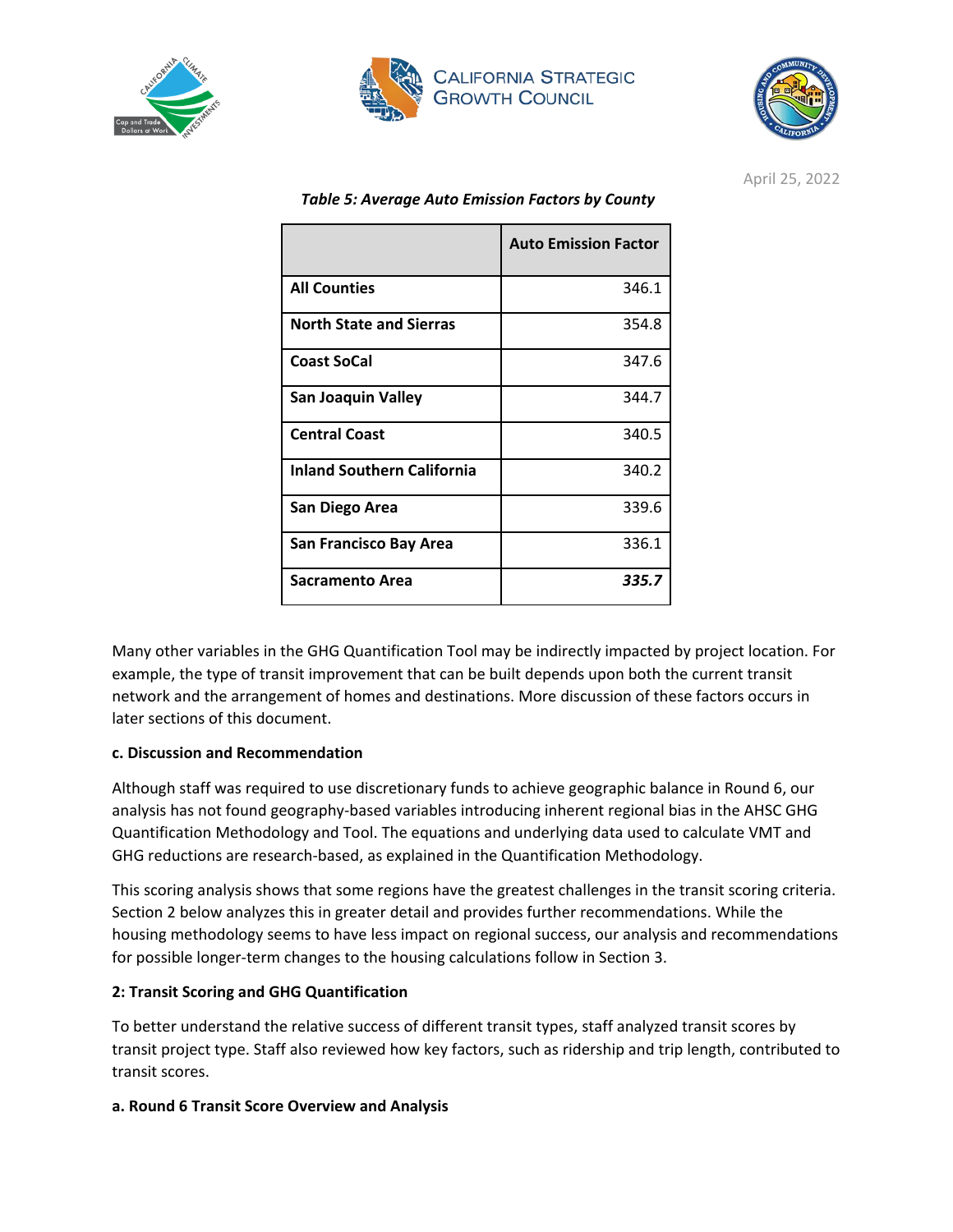*Table 5: Average Auto Emission Factors by County*

| | Auto Emission Factor |
|---|---|
| **All Counties** | 346.1 |
| **North State and Sierras** | 354.8 |
| **Coast SoCal** | 347.6 |
| **San Joaquin Valley** | 344.7 |
| **Central Coast** | 340.5 |
| **Inland Southern California** | 340.2 |
| **San Diego Area** | 339.6 |
| **San Francisco Bay Area** | 336.1 |
| **Sacramento Area** | ***335.7*** |

Many other variables in the GHG Quantification Tool may be indirectly impacted by project location. For example, the type of transit improvement that can be built depends upon both the current transit network and the arrangement of homes and destinations. More discussion of these factors occurs in later sections of this document.

**c. Discussion and Recommendation**

Although staff was required to use discretionary funds to achieve geographic balance in Round 6, our analysis has not found geography-based variables introducing inherent regional bias in the AHSC GHG Quantification Methodology and Tool. The equations and underlying data used to calculate VMT and GHG reductions are research-based, as explained in the Quantification Methodology.

This scoring analysis shows that some regions have the greatest challenges in the transit scoring criteria. Section 2 below analyzes this in greater detail and provides further recommendations. While the housing methodology seems to have less impact on regional success, our analysis and recommendations for possible longer-term changes to the housing calculations follow in Section 3.

## 2: Transit Scoring and GHG Quantification

To better understand the relative success of different transit types, staff analyzed transit scores by transit project type. Staff also reviewed how key factors, such as ridership and trip length, contributed to transit scores.

**a. Round 6 Transit Score Overview and Analysis**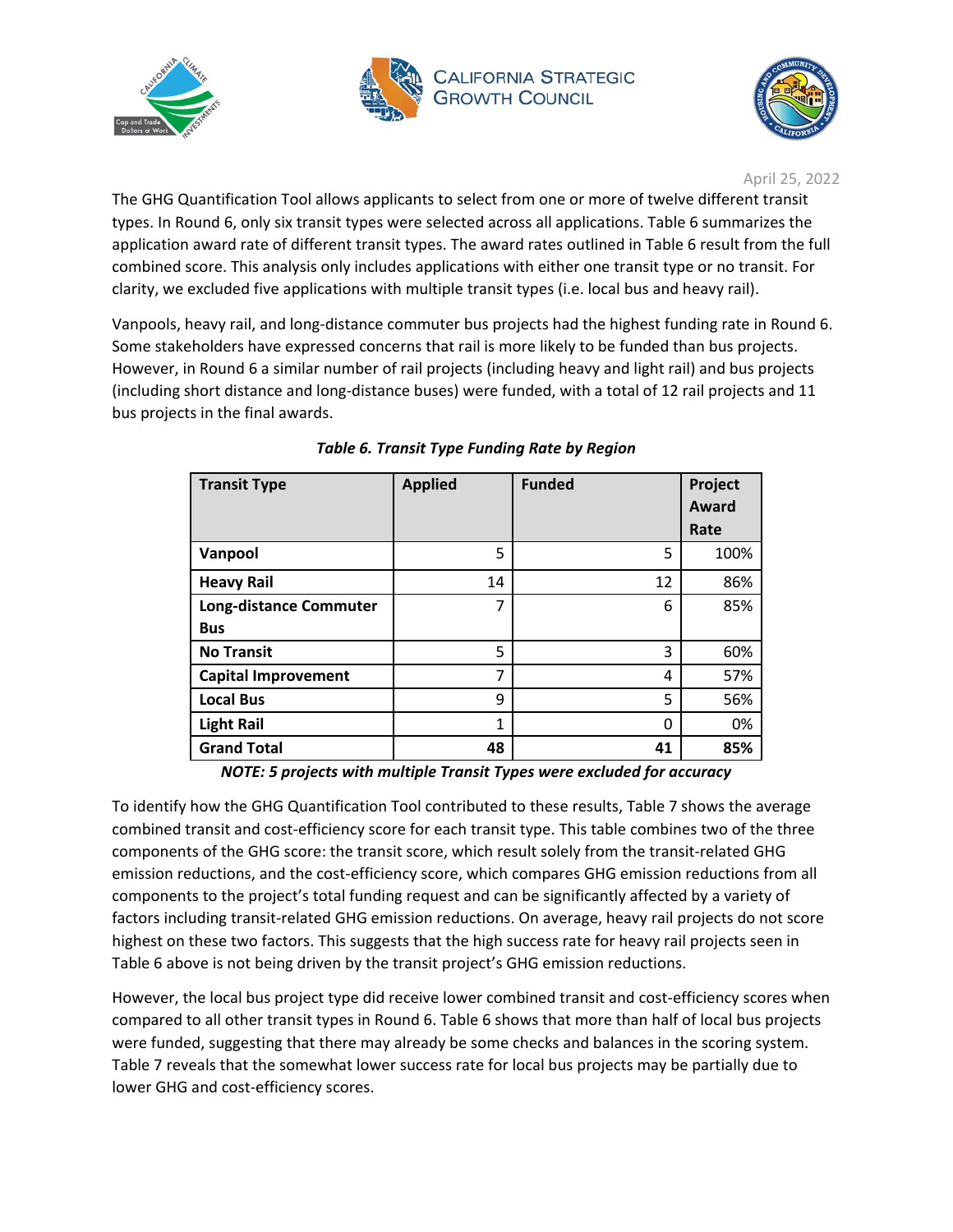The GHG Quantification Tool allows applicants to select from one or more of twelve different transit types. In Round 6, only six transit types were selected across all applications. Table 6 summarizes the application award rate of different transit types. The award rates outlined in Table 6 result from the full combined score. This analysis only includes applications with either one transit type or no transit. For clarity, we excluded five applications with multiple transit types (i.e. local bus and heavy rail).

Vanpools, heavy rail, and long-distance commuter bus projects had the highest funding rate in Round 6. Some stakeholders have expressed concerns that rail is more likely to be funded than bus projects. However, in Round 6 a similar number of rail projects (including heavy and light rail) and bus projects (including short distance and long-distance buses) were funded, with a total of 12 rail projects and 11 bus projects in the final awards.

***Table 6. Transit Type Funding Rate by Region***

| Transit Type | Applied | Funded | Project Award Rate |
|---|---|---|---|
| **Vanpool** | 5 | 5 | 100% |
| **Heavy Rail** | 14 | 12 | 86% |
| **Long-distance Commuter Bus** | 7 | 6 | 85% |
| **No Transit** | 5 | 3 | 60% |
| **Capital Improvement** | 7 | 4 | 57% |
| **Local Bus** | 9 | 5 | 56% |
| **Light Rail** | 1 | 0 | 0% |
| **Grand Total** | **48** | **41** | **85%** |

***NOTE: 5 projects with multiple Transit Types were excluded for accuracy***

To identify how the GHG Quantification Tool contributed to these results, Table 7 shows the average combined transit and cost-efficiency score for each transit type. This table combines two of the three components of the GHG score: the transit score, which result solely from the transit-related GHG emission reductions, and the cost-efficiency score, which compares GHG emission reductions from all components to the project's total funding request and can be significantly affected by a variety of factors including transit-related GHG emission reductions. On average, heavy rail projects do not score highest on these two factors. This suggests that the high success rate for heavy rail projects seen in Table 6 above is not being driven by the transit project's GHG emission reductions.

However, the local bus project type did receive lower combined transit and cost-efficiency scores when compared to all other transit types in Round 6. Table 6 shows that more than half of local bus projects were funded, suggesting that there may already be some checks and balances in the scoring system. Table 7 reveals that the somewhat lower success rate for local bus projects may be partially due to lower GHG and cost-efficiency scores.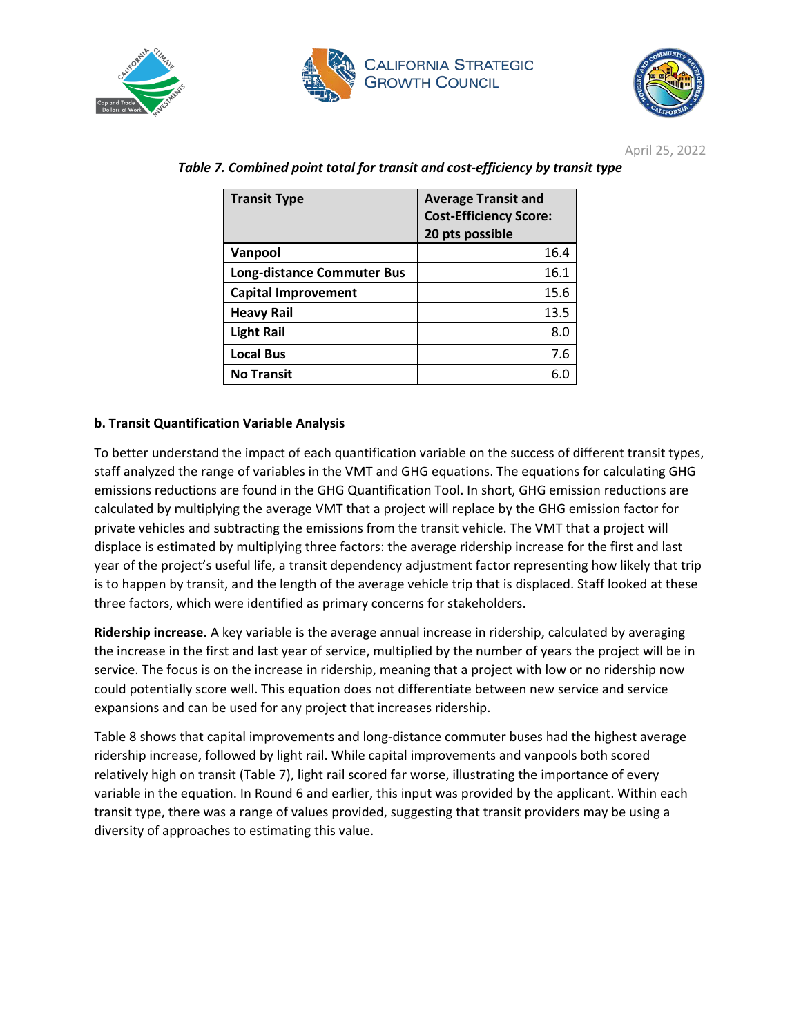*Table 7. Combined point total for transit and cost-efficiency by transit type*

| Transit Type | Average Transit and Cost-Efficiency Score: 20 pts possible |
|---|---|
| **Vanpool** | 16.4 |
| **Long-distance Commuter Bus** | 16.1 |
| **Capital Improvement** | 15.6 |
| **Heavy Rail** | 13.5 |
| **Light Rail** | 8.0 |
| **Local Bus** | 7.6 |
| **No Transit** | 6.0 |

**b. Transit Quantification Variable Analysis**

To better understand the impact of each quantification variable on the success of different transit types, staff analyzed the range of variables in the VMT and GHG equations. The equations for calculating GHG emissions reductions are found in the GHG Quantification Tool. In short, GHG emission reductions are calculated by multiplying the average VMT that a project will replace by the GHG emission factor for private vehicles and subtracting the emissions from the transit vehicle. The VMT that a project will displace is estimated by multiplying three factors: the average ridership increase for the first and last year of the project's useful life, a transit dependency adjustment factor representing how likely that trip is to happen by transit, and the length of the average vehicle trip that is displaced. Staff looked at these three factors, which were identified as primary concerns for stakeholders.

**Ridership increase.** A key variable is the average annual increase in ridership, calculated by averaging the increase in the first and last year of service, multiplied by the number of years the project will be in service. The focus is on the increase in ridership, meaning that a project with low or no ridership now could potentially score well. This equation does not differentiate between new service and service expansions and can be used for any project that increases ridership.

Table 8 shows that capital improvements and long-distance commuter buses had the highest average ridership increase, followed by light rail. While capital improvements and vanpools both scored relatively high on transit (Table 7), light rail scored far worse, illustrating the importance of every variable in the equation. In Round 6 and earlier, this input was provided by the applicant. Within each transit type, there was a range of values provided, suggesting that transit providers may be using a diversity of approaches to estimating this value.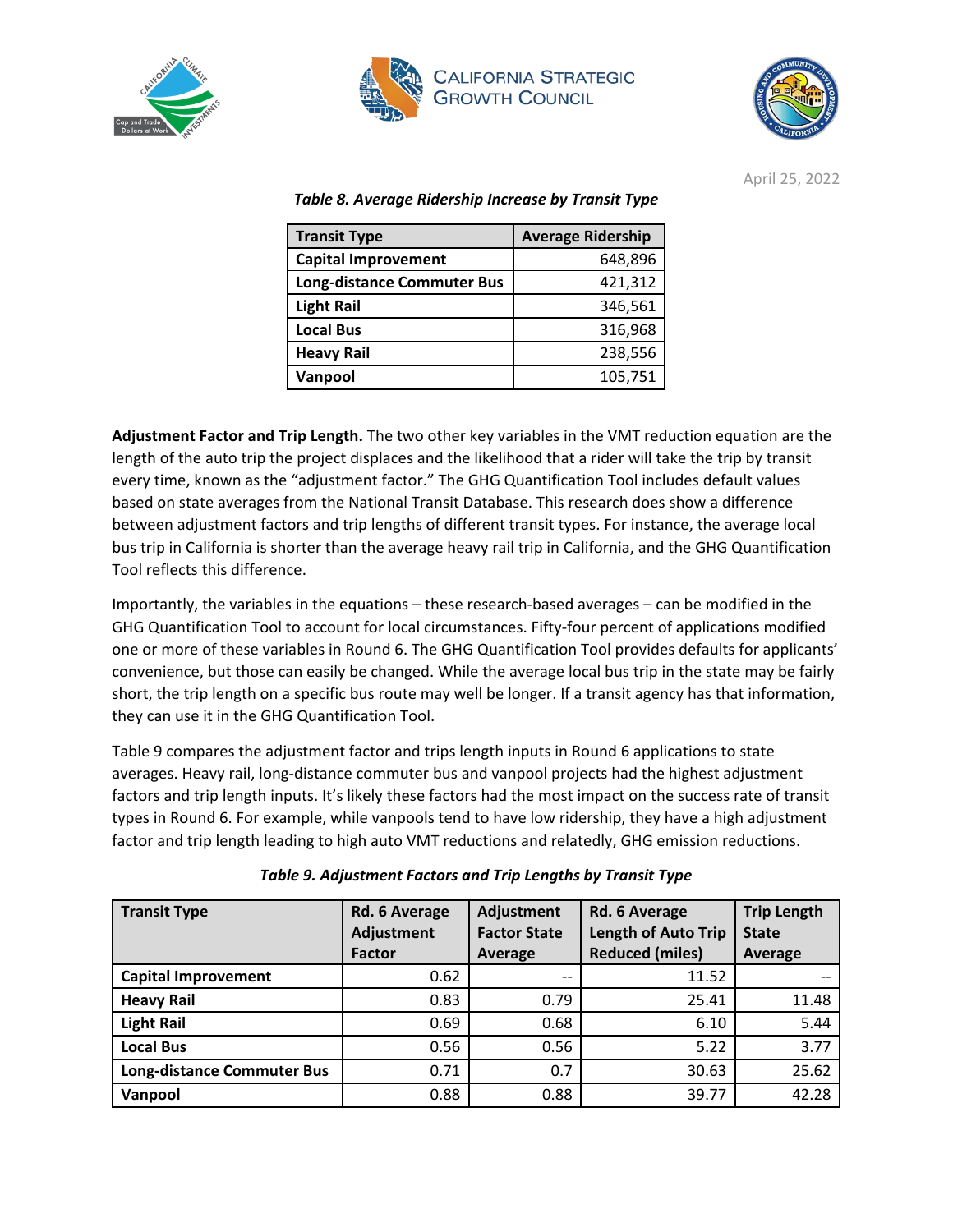*Table 8. Average Ridership Increase by Transit Type*

| Transit Type | Average Ridership |
|---|---|
| Capital Improvement | 648,896 |
| Long-distance Commuter Bus | 421,312 |
| Light Rail | 346,561 |
| Local Bus | 316,968 |
| Heavy Rail | 238,556 |
| Vanpool | 105,751 |

**Adjustment Factor and Trip Length.** The two other key variables in the VMT reduction equation are the length of the auto trip the project displaces and the likelihood that a rider will take the trip by transit every time, known as the "adjustment factor." The GHG Quantification Tool includes default values based on state averages from the National Transit Database. This research does show a difference between adjustment factors and trip lengths of different transit types. For instance, the average local bus trip in California is shorter than the average heavy rail trip in California, and the GHG Quantification Tool reflects this difference.

Importantly, the variables in the equations – these research-based averages – can be modified in the GHG Quantification Tool to account for local circumstances. Fifty-four percent of applications modified one or more of these variables in Round 6. The GHG Quantification Tool provides defaults for applicants' convenience, but those can easily be changed. While the average local bus trip in the state may be fairly short, the trip length on a specific bus route may well be longer. If a transit agency has that information, they can use it in the GHG Quantification Tool.

Table 9 compares the adjustment factor and trips length inputs in Round 6 applications to state averages. Heavy rail, long-distance commuter bus and vanpool projects had the highest adjustment factors and trip length inputs. It's likely these factors had the most impact on the success rate of transit types in Round 6. For example, while vanpools tend to have low ridership, they have a high adjustment factor and trip length leading to high auto VMT reductions and relatedly, GHG emission reductions.

*Table 9. Adjustment Factors and Trip Lengths by Transit Type*

| Transit Type | Rd. 6 Average Adjustment Factor | Adjustment Factor State Average | Rd. 6 Average Length of Auto Trip Reduced (miles) | Trip Length State Average |
|---|---|---|---|---|
| Capital Improvement | 0.62 | -- | 11.52 | -- |
| Heavy Rail | 0.83 | 0.79 | 25.41 | 11.48 |
| Light Rail | 0.69 | 0.68 | 6.10 | 5.44 |
| Local Bus | 0.56 | 0.56 | 5.22 | 3.77 |
| Long-distance Commuter Bus | 0.71 | 0.7 | 30.63 | 25.62 |
| Vanpool | 0.88 | 0.88 | 39.77 | 42.28 |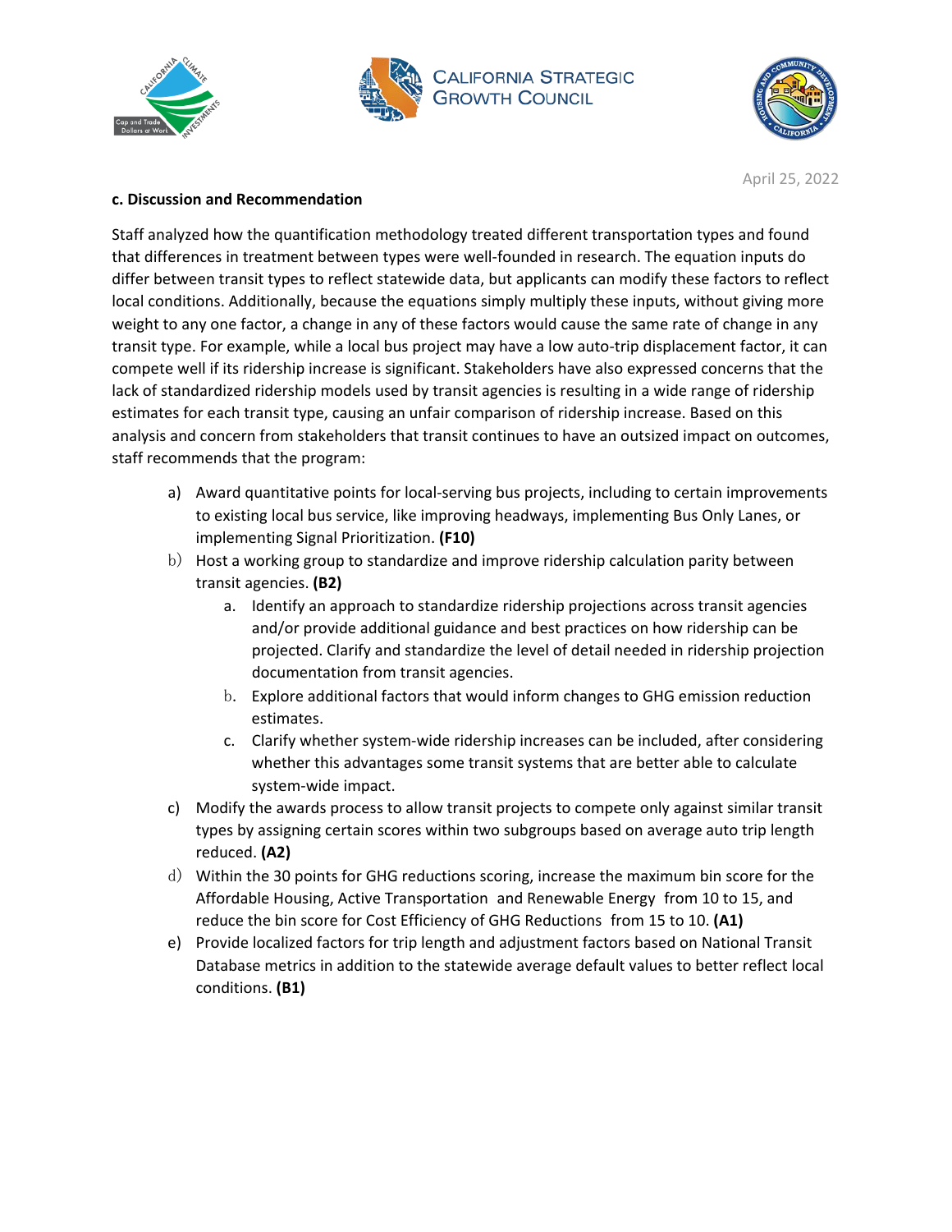April 25, 2022

**c. Discussion and Recommendation**

Staff analyzed how the quantification methodology treated different transportation types and found that differences in treatment between types were well-founded in research. The equation inputs do differ between transit types to reflect statewide data, but applicants can modify these factors to reflect local conditions. Additionally, because the equations simply multiply these inputs, without giving more weight to any one factor, a change in any of these factors would cause the same rate of change in any transit type. For example, while a local bus project may have a low auto-trip displacement factor, it can compete well if its ridership increase is significant. Stakeholders have also expressed concerns that the lack of standardized ridership models used by transit agencies is resulting in a wide range of ridership estimates for each transit type, causing an unfair comparison of ridership increase. Based on this analysis and concern from stakeholders that transit continues to have an outsized impact on outcomes, staff recommends that the program:

a) Award quantitative points for local-serving bus projects, including to certain improvements to existing local bus service, like improving headways, implementing Bus Only Lanes, or implementing Signal Prioritization. **(F10)**

b) Host a working group to standardize and improve ridership calculation parity between transit agencies. **(B2)**
   a. Identify an approach to standardize ridership projections across transit agencies and/or provide additional guidance and best practices on how ridership can be projected. Clarify and standardize the level of detail needed in ridership projection documentation from transit agencies.
   b. Explore additional factors that would inform changes to GHG emission reduction estimates.
   c. Clarify whether system-wide ridership increases can be included, after considering whether this advantages some transit systems that are better able to calculate system-wide impact.

c) Modify the awards process to allow transit projects to compete only against similar transit types by assigning certain scores within two subgroups based on average auto trip length reduced. **(A2)**

d) Within the 30 points for GHG reductions scoring, increase the maximum bin score for the Affordable Housing, Active Transportation and Renewable Energy from 10 to 15, and reduce the bin score for Cost Efficiency of GHG Reductions from 15 to 10. **(A1)**

e) Provide localized factors for trip length and adjustment factors based on National Transit Database metrics in addition to the statewide average default values to better reflect local conditions. **(B1)**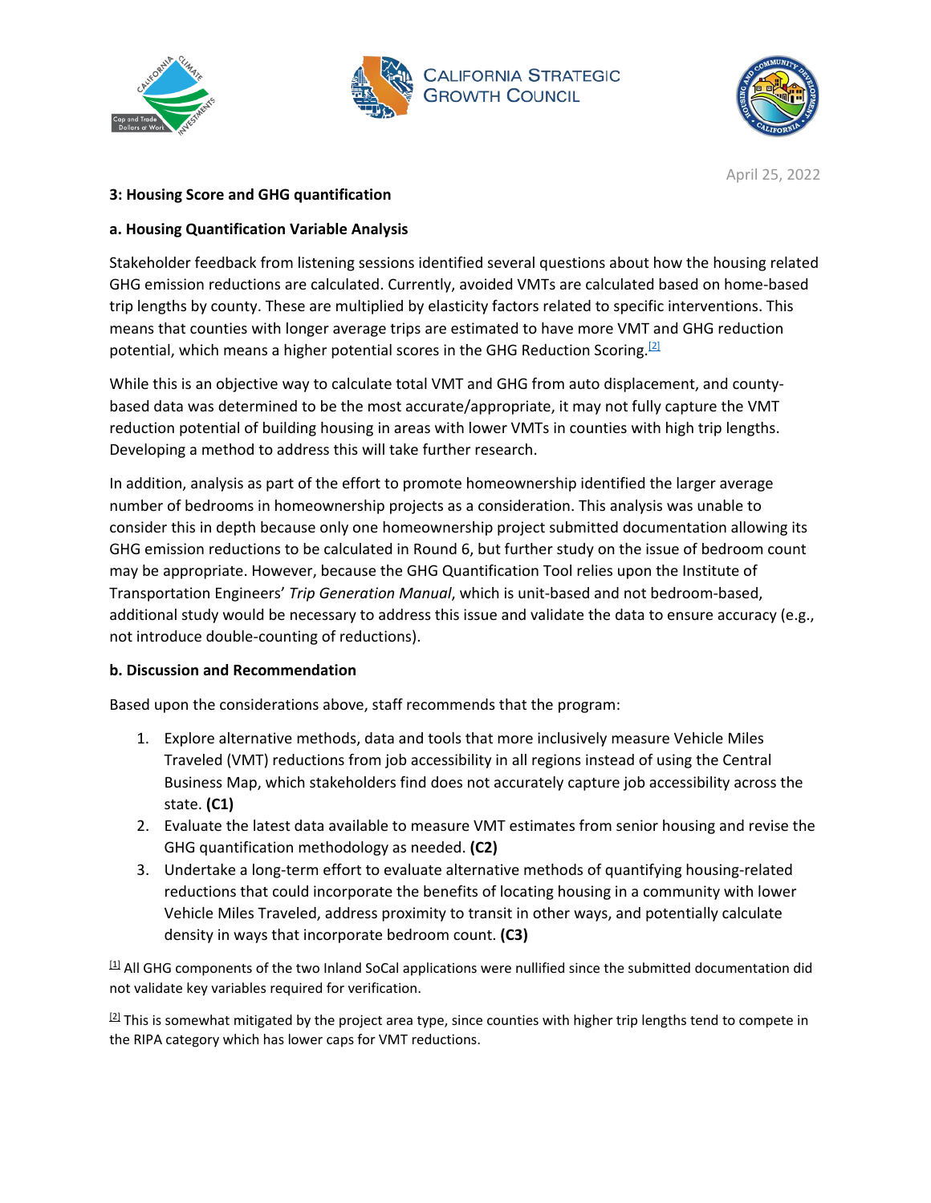April 25, 2022

**3: Housing Score and GHG quantification**

**a. Housing Quantification Variable Analysis**

Stakeholder feedback from listening sessions identified several questions about how the housing related GHG emission reductions are calculated. Currently, avoided VMTs are calculated based on home-based trip lengths by county. These are multiplied by elasticity factors related to specific interventions. This means that counties with longer average trips are estimated to have more VMT and GHG reduction potential, which means a higher potential scores in the GHG Reduction Scoring.[2]

While this is an objective way to calculate total VMT and GHG from auto displacement, and county-based data was determined to be the most accurate/appropriate, it may not fully capture the VMT reduction potential of building housing in areas with lower VMTs in counties with high trip lengths. Developing a method to address this will take further research.

In addition, analysis as part of the effort to promote homeownership identified the larger average number of bedrooms in homeownership projects as a consideration. This analysis was unable to consider this in depth because only one homeownership project submitted documentation allowing its GHG emission reductions to be calculated in Round 6, but further study on the issue of bedroom count may be appropriate. However, because the GHG Quantification Tool relies upon the Institute of Transportation Engineers' *Trip Generation Manual*, which is unit-based and not bedroom-based, additional study would be necessary to address this issue and validate the data to ensure accuracy (e.g., not introduce double-counting of reductions).

**b. Discussion and Recommendation**

Based upon the considerations above, staff recommends that the program:

1. Explore alternative methods, data and tools that more inclusively measure Vehicle Miles Traveled (VMT) reductions from job accessibility in all regions instead of using the Central Business Map, which stakeholders find does not accurately capture job accessibility across the state. **(C1)**
2. Evaluate the latest data available to measure VMT estimates from senior housing and revise the GHG quantification methodology as needed. **(C2)**
3. Undertake a long-term effort to evaluate alternative methods of quantifying housing-related reductions that could incorporate the benefits of locating housing in a community with lower Vehicle Miles Traveled, address proximity to transit in other ways, and potentially calculate density in ways that incorporate bedroom count. **(C3)**

[1] All GHG components of the two Inland SoCal applications were nullified since the submitted documentation did not validate key variables required for verification.

[2] This is somewhat mitigated by the project area type, since counties with higher trip lengths tend to compete in the RIPA category which has lower caps for VMT reductions.